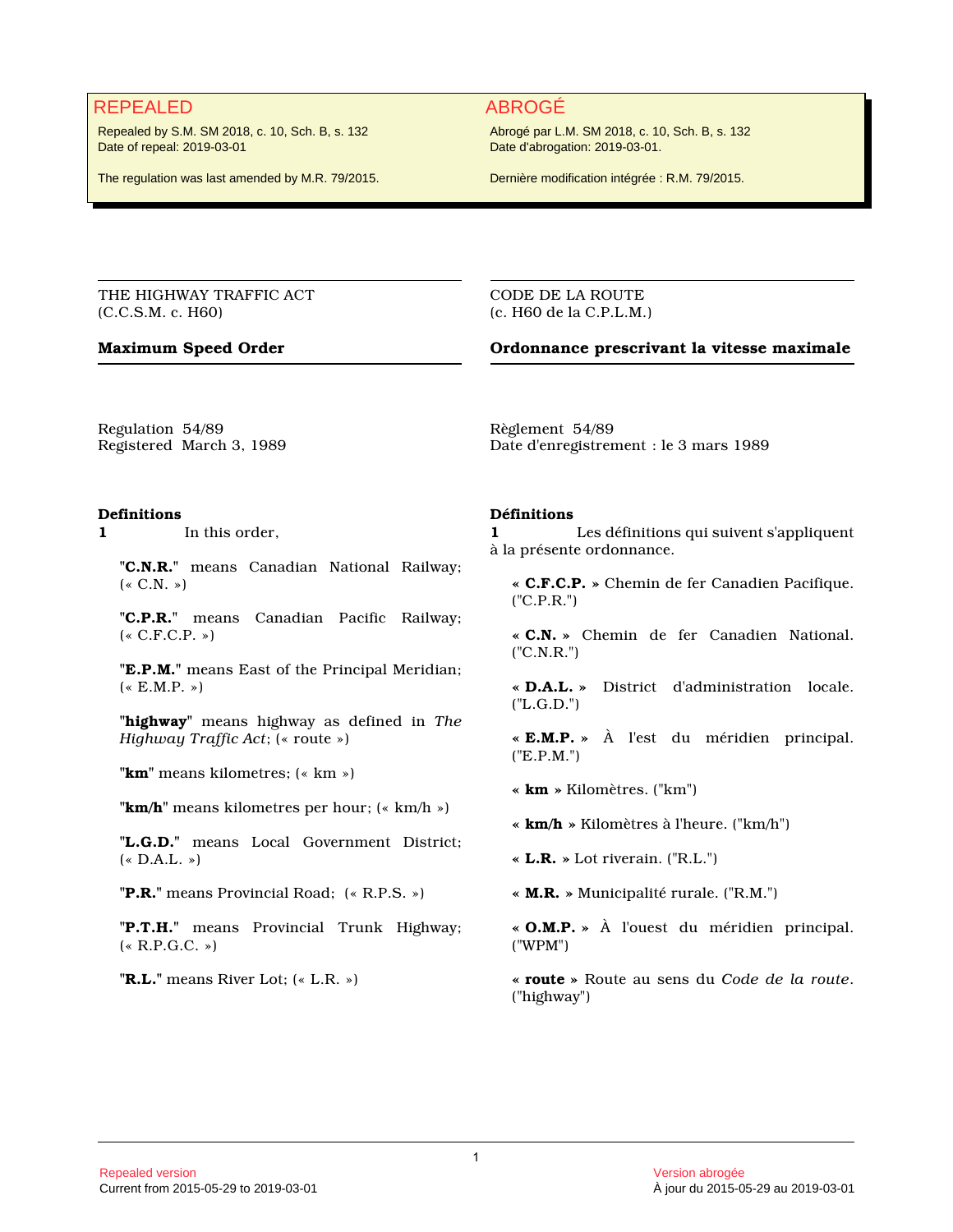REPEALED

Repealed by S.M. SM 2018, c. 10, Sch. B, s. 132
Date of repeal: 2019-03-01

The regulation was last amended by M.R. 79/2015.

ABROGÉ

Abrogé par L.M. SM 2018, c. 10, Sch. B, s. 132
Date d'abrogation: 2019-03-01.

Dernière modification intégrée : R.M. 79/2015.

THE HIGHWAY TRAFFIC ACT
(C.C.S.M. c. H60)

## Maximum Speed Order

Regulation 54/89
Registered March 3, 1989

### Definitions

**1** In this order,

"**C.N.R.**" means Canadian National Railway; (« C.N. »)

"**C.P.R.**" means Canadian Pacific Railway; (« C.F.C.P. »)

"**E.P.M.**" means East of the Principal Meridian; (« E.M.P. »)

"**highway**" means highway as defined in *The Highway Traffic Act*; (« route »)

"**km**" means kilometres; (« km »)

"**km/h**" means kilometres per hour; (« km/h »)

"**L.G.D.**" means Local Government District; (« D.A.L. »)

"**P.R.**" means Provincial Road; (« R.P.S. »)

"**P.T.H.**" means Provincial Trunk Highway; (« R.P.G.C. »)

"**R.L.**" means River Lot; (« L.R. »)

CODE DE LA ROUTE
(c. H60 de la C.P.L.M.)

## Ordonnance prescrivant la vitesse maximale

Règlement 54/89
Date d'enregistrement : le 3 mars 1989

### Définitions

**1** Les définitions qui suivent s'appliquent à la présente ordonnance.

« **C.F.C.P.** » Chemin de fer Canadien Pacifique. ("C.P.R.")

« **C.N.** » Chemin de fer Canadien National. ("C.N.R.")

« **D.A.L.** » District d'administration locale. ("L.G.D.")

« **E.M.P.** » À l'est du méridien principal. ("E.P.M.")

« **km** » Kilomètres. ("km")

« **km/h** » Kilomètres à l'heure. ("km/h")

« **L.R.** » Lot riverain. ("R.L.")

« **M.R.** » Municipalité rurale. ("R.M.")

« **O.M.P.** » À l'ouest du méridien principal. ("WPM")

« **route** » Route au sens du *Code de la route*. ("highway")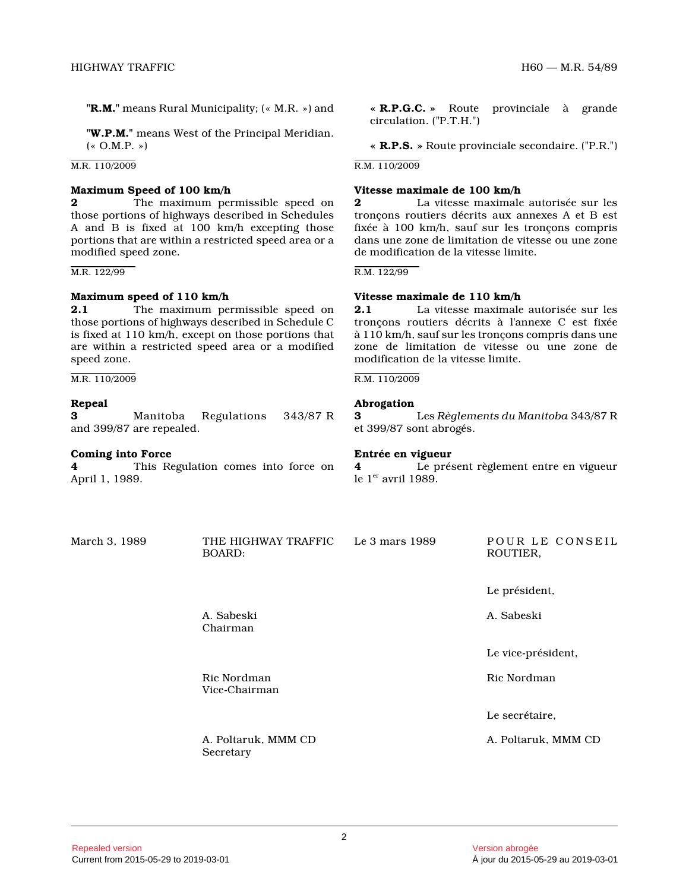"**R.M.**" means Rural Municipality; (« M.R. ») and

"**W.P.M.**" means West of the Principal Meridian. (« O.M.P. »)

M.R. 110/2009

« **R.P.G.C.** » Route provinciale à grande circulation. ("P.T.H.")

« **R.P.S.** » Route provinciale secondaire. ("P.R.")

R.M. 110/2009

**Maximum Speed of 100 km/h**

**2** The maximum permissible speed on those portions of highways described in Schedules A and B is fixed at 100 km/h excepting those portions that are within a restricted speed area or a modified speed zone.

M.R. 122/99

**Vitesse maximale de 100 km/h**

**2** La vitesse maximale autorisée sur les tronçons routiers décrits aux annexes A et B est fixée à 100 km/h, sauf sur les tronçons compris dans une zone de limitation de vitesse ou une zone de modification de la vitesse limite.

R.M. 122/99

**Maximum speed of 110 km/h**

**2.1** The maximum permissible speed on those portions of highways described in Schedule C is fixed at 110 km/h, except on those portions that are within a restricted speed area or a modified speed zone.

M.R. 110/2009

**Vitesse maximale de 110 km/h**

**2.1** La vitesse maximale autorisée sur les tronçons routiers décrits à l'annexe C est fixée à 110 km/h, sauf sur les tronçons compris dans une zone de limitation de vitesse ou une zone de modification de la vitesse limite.

R.M. 110/2009

**Repeal**

**3** Manitoba Regulations 343/87 R and 399/87 are repealed.

**Abrogation**

**3** Les *Règlements du Manitoba* 343/87 R et 399/87 sont abrogés.

**Coming into Force**

**4** This Regulation comes into force on April 1, 1989.

**Entrée en vigueur**

**4** Le présent règlement entre en vigueur le 1er avril 1989.

March 3, 1989

THE HIGHWAY TRAFFIC BOARD:

A. Sabeski
Chairman

Ric Nordman
Vice-Chairman

A. Poltaruk, MMM CD
Secretary

Le 3 mars 1989

POUR LE CONSEIL ROUTIER,

Le président,

A. Sabeski

Le vice-président,

Ric Nordman

Le secrétaire,

A. Poltaruk, MMM CD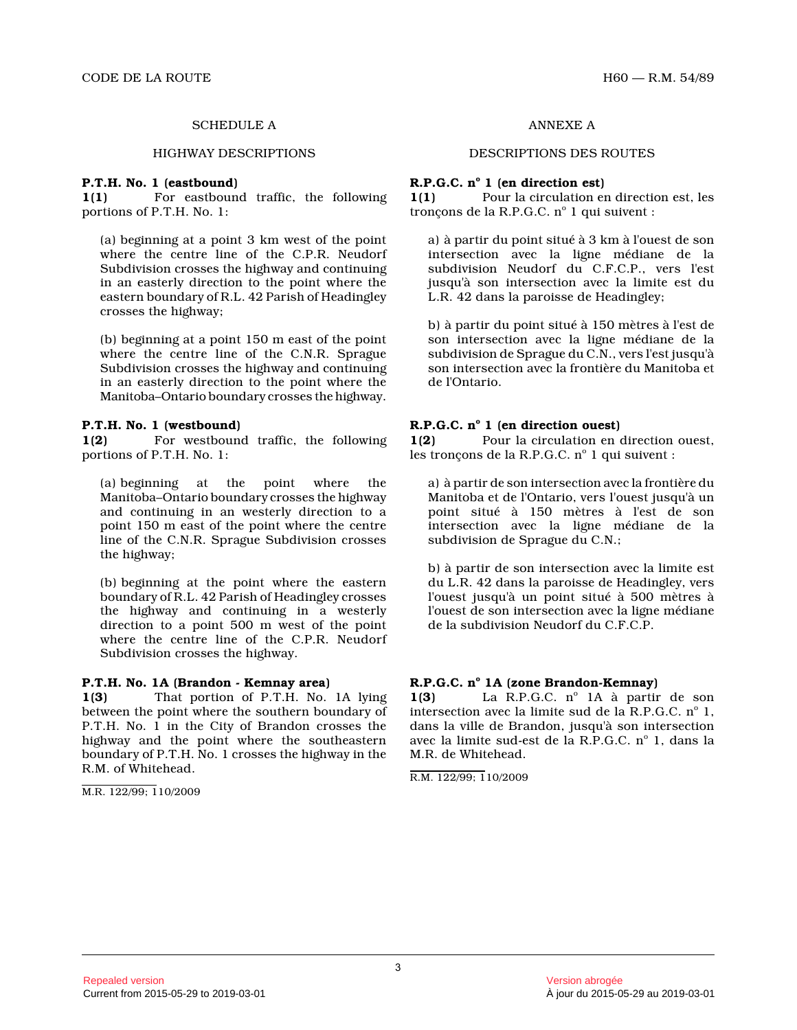## SCHEDULE A

### HIGHWAY DESCRIPTIONS

**P.T.H. No. 1 (eastbound)**
**1(1)** For eastbound traffic, the following portions of P.T.H. No. 1:

(a) beginning at a point 3 km west of the point where the centre line of the C.P.R. Neudorf Subdivision crosses the highway and continuing in an easterly direction to the point where the eastern boundary of R.L. 42 Parish of Headingley crosses the highway;

(b) beginning at a point 150 m east of the point where the centre line of the C.N.R. Sprague Subdivision crosses the highway and continuing in an easterly direction to the point where the Manitoba–Ontario boundary crosses the highway.

**P.T.H. No. 1 (westbound)**
**1(2)** For westbound traffic, the following portions of P.T.H. No. 1:

(a) beginning at the point where the Manitoba–Ontario boundary crosses the highway and continuing in an westerly direction to a point 150 m east of the point where the centre line of the C.N.R. Sprague Subdivision crosses the highway;

(b) beginning at the point where the eastern boundary of R.L. 42 Parish of Headingley crosses the highway and continuing in a westerly direction to a point 500 m west of the point where the centre line of the C.P.R. Neudorf Subdivision crosses the highway.

**P.T.H. No. 1A (Brandon - Kemnay area)**
**1(3)** That portion of P.T.H. No. 1A lying between the point where the southern boundary of P.T.H. No. 1 in the City of Brandon crosses the highway and the point where the southeastern boundary of P.T.H. No. 1 crosses the highway in the R.M. of Whitehead.

M.R. 122/99; 110/2009

## ANNEXE A

### DESCRIPTIONS DES ROUTES

**R.P.G.C. n° 1 (en direction est)**
**1(1)** Pour la circulation en direction est, les tronçons de la R.P.G.C. n° 1 qui suivent :

a) à partir du point situé à 3 km à l'ouest de son intersection avec la ligne médiane de la subdivision Neudorf du C.F.C.P., vers l'est jusqu'à son intersection avec la limite est du L.R. 42 dans la paroisse de Headingley;

b) à partir du point situé à 150 mètres à l'est de son intersection avec la ligne médiane de la subdivision de Sprague du C.N., vers l'est jusqu'à son intersection avec la frontière du Manitoba et de l'Ontario.

**R.P.G.C. n° 1 (en direction ouest)**
**1(2)** Pour la circulation en direction ouest, les tronçons de la R.P.G.C. n° 1 qui suivent :

a) à partir de son intersection avec la frontière du Manitoba et de l'Ontario, vers l'ouest jusqu'à un point situé à 150 mètres à l'est de son intersection avec la ligne médiane de la subdivision de Sprague du C.N.;

b) à partir de son intersection avec la limite est du L.R. 42 dans la paroisse de Headingley, vers l'ouest jusqu'à un point situé à 500 mètres à l'ouest de son intersection avec la ligne médiane de la subdivision Neudorf du C.F.C.P.

**R.P.G.C. n° 1A (zone Brandon-Kemnay)**
**1(3)** La R.P.G.C. n° 1A à partir de son intersection avec la limite sud de la R.P.G.C. n° 1, dans la ville de Brandon, jusqu'à son intersection avec la limite sud-est de la R.P.G.C. n° 1, dans la M.R. de Whitehead.

R.M. 122/99; 110/2009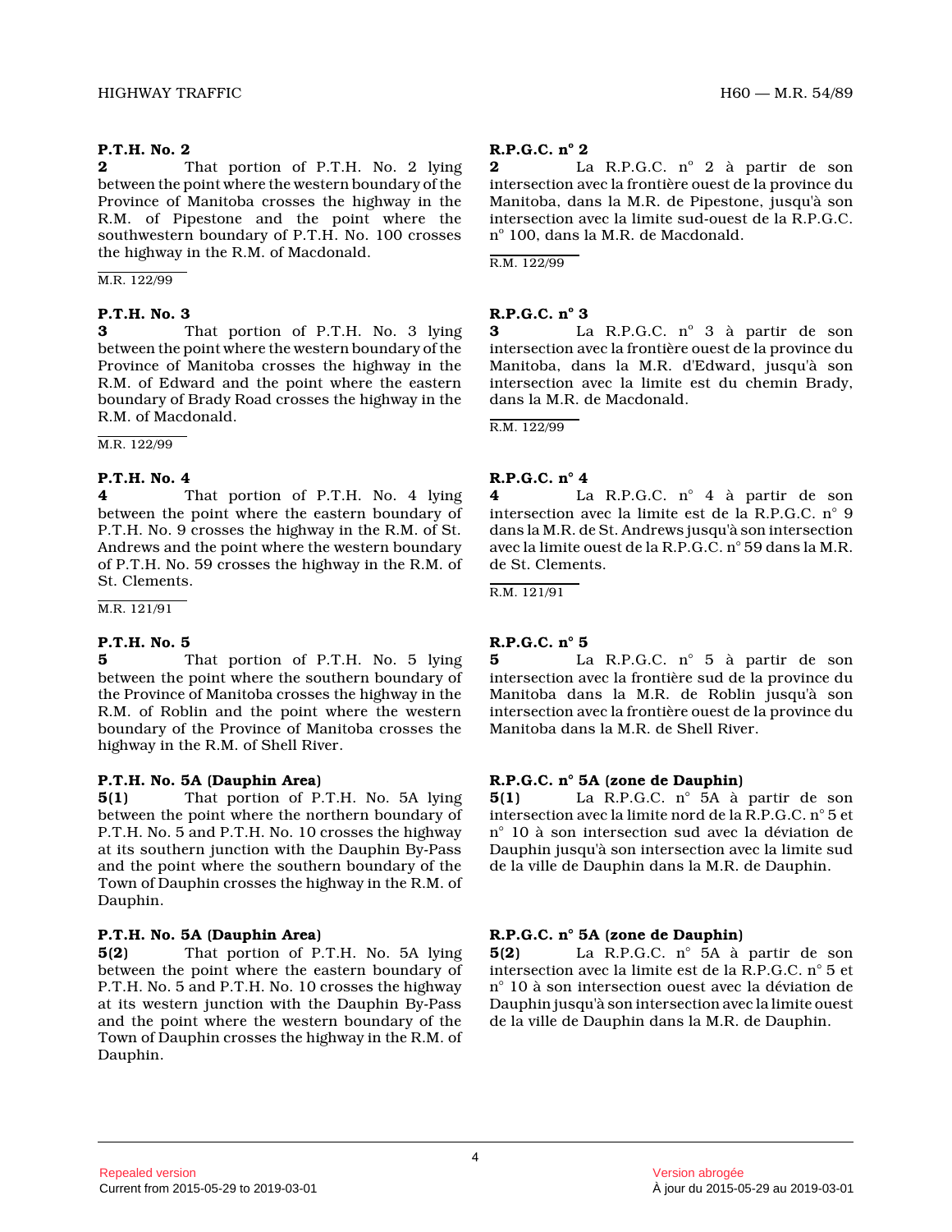**P.T.H. No. 2**

**2** That portion of P.T.H. No. 2 lying between the point where the western boundary of the Province of Manitoba crosses the highway in the R.M. of Pipestone and the point where the southwestern boundary of P.T.H. No. 100 crosses the highway in the R.M. of Macdonald.

M.R. 122/99

**P.T.H. No. 3**

**3** That portion of P.T.H. No. 3 lying between the point where the western boundary of the Province of Manitoba crosses the highway in the R.M. of Edward and the point where the eastern boundary of Brady Road crosses the highway in the R.M. of Macdonald.

M.R. 122/99

**P.T.H. No. 4**

**4** That portion of P.T.H. No. 4 lying between the point where the eastern boundary of P.T.H. No. 9 crosses the highway in the R.M. of St. Andrews and the point where the western boundary of P.T.H. No. 59 crosses the highway in the R.M. of St. Clements.

M.R. 121/91

**P.T.H. No. 5**

**5** That portion of P.T.H. No. 5 lying between the point where the southern boundary of the Province of Manitoba crosses the highway in the R.M. of Roblin and the point where the western boundary of the Province of Manitoba crosses the highway in the R.M. of Shell River.

**P.T.H. No. 5A (Dauphin Area)**

**5(1)** That portion of P.T.H. No. 5A lying between the point where the northern boundary of P.T.H. No. 5 and P.T.H. No. 10 crosses the highway at its southern junction with the Dauphin By-Pass and the point where the southern boundary of the Town of Dauphin crosses the highway in the R.M. of Dauphin.

**P.T.H. No. 5A (Dauphin Area)**

**5(2)** That portion of P.T.H. No. 5A lying between the point where the eastern boundary of P.T.H. No. 5 and P.T.H. No. 10 crosses the highway at its western junction with the Dauphin By-Pass and the point where the western boundary of the Town of Dauphin crosses the highway in the R.M. of Dauphin.

**R.P.G.C. n° 2**

**2** La R.P.G.C. n° 2 à partir de son intersection avec la frontière ouest de la province du Manitoba, dans la M.R. de Pipestone, jusqu'à son intersection avec la limite sud-ouest de la R.P.G.C. n° 100, dans la M.R. de Macdonald.

R.M. 122/99

**R.P.G.C. n° 3**

**3** La R.P.G.C. n° 3 à partir de son intersection avec la frontière ouest de la province du Manitoba, dans la M.R. d'Edward, jusqu'à son intersection avec la limite est du chemin Brady, dans la M.R. de Macdonald.

R.M. 122/99

**R.P.G.C. n° 4**

**4** La R.P.G.C. n° 4 à partir de son intersection avec la limite est de la R.P.G.C. n° 9 dans la M.R. de St. Andrews jusqu'à son intersection avec la limite ouest de la R.P.G.C. n° 59 dans la M.R. de St. Clements.

R.M. 121/91

**R.P.G.C. n° 5**

**5** La R.P.G.C. n° 5 à partir de son intersection avec la frontière sud de la province du Manitoba dans la M.R. de Roblin jusqu'à son intersection avec la frontière ouest de la province du Manitoba dans la M.R. de Shell River.

**R.P.G.C. n° 5A (zone de Dauphin)**

**5(1)** La R.P.G.C. n° 5A à partir de son intersection avec la limite nord de la R.P.G.C. n° 5 et n° 10 à son intersection sud avec la déviation de Dauphin jusqu'à son intersection avec la limite sud de la ville de Dauphin dans la M.R. de Dauphin.

**R.P.G.C. n° 5A (zone de Dauphin)**

**5(2)** La R.P.G.C. n° 5A à partir de son intersection avec la limite est de la R.P.G.C. n° 5 et n° 10 à son intersection ouest avec la déviation de Dauphin jusqu'à son intersection avec la limite ouest de la ville de Dauphin dans la M.R. de Dauphin.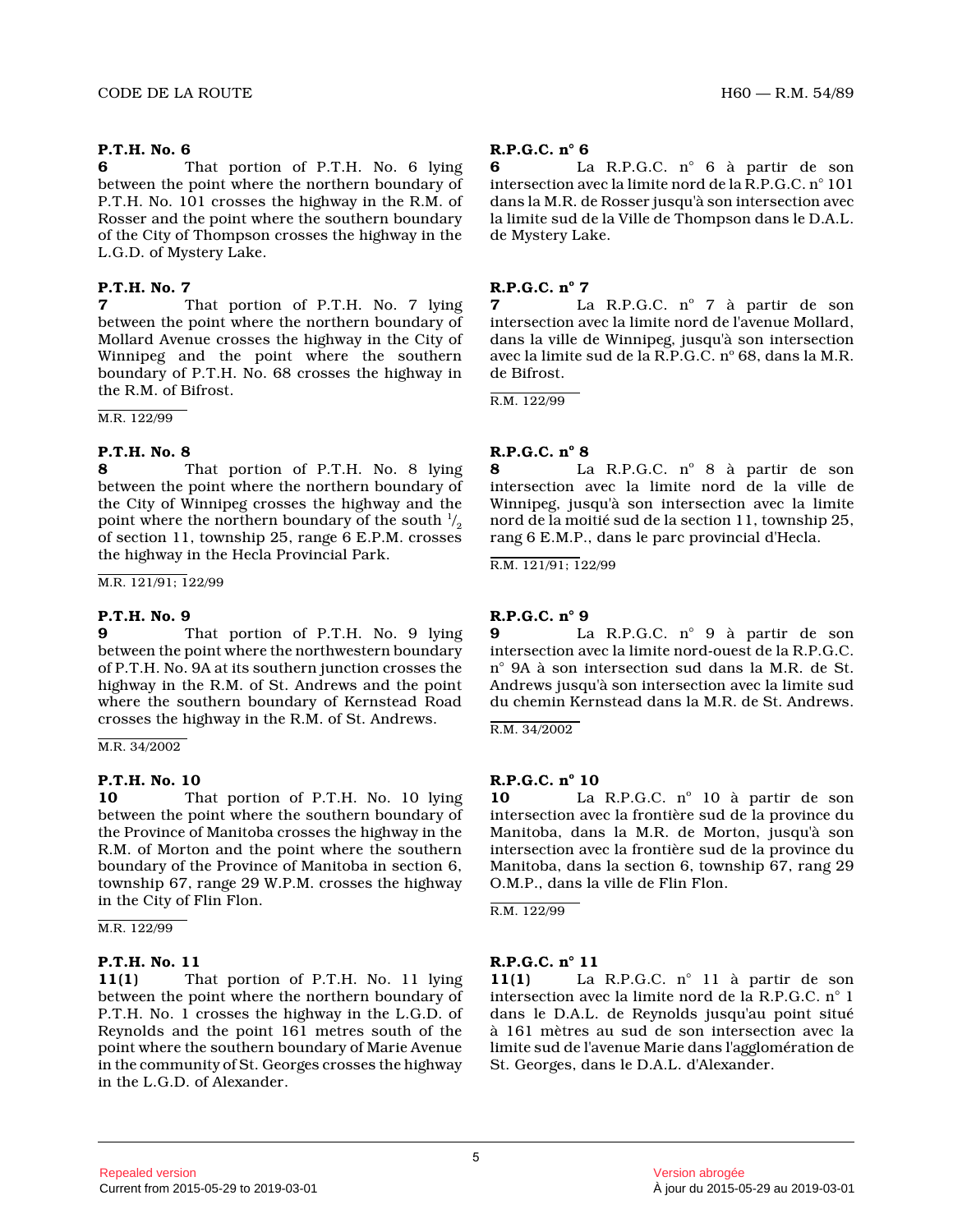**P.T.H. No. 6**

**6** That portion of P.T.H. No. 6 lying between the point where the northern boundary of P.T.H. No. 101 crosses the highway in the R.M. of Rosser and the point where the southern boundary of the City of Thompson crosses the highway in the L.G.D. of Mystery Lake.

**P.T.H. No. 7**

**7** That portion of P.T.H. No. 7 lying between the point where the northern boundary of Mollard Avenue crosses the highway in the City of Winnipeg and the point where the southern boundary of P.T.H. No. 68 crosses the highway in the R.M. of Bifrost.

M.R. 122/99

**P.T.H. No. 8**

**8** That portion of P.T.H. No. 8 lying between the point where the northern boundary of the City of Winnipeg crosses the highway and the point where the northern boundary of the south $^1/_2$ of section 11, township 25, range 6 E.P.M. crosses the highway in the Hecla Provincial Park.

M.R. 121/91; 122/99

**P.T.H. No. 9**

**9** That portion of P.T.H. No. 9 lying between the point where the northwestern boundary of P.T.H. No. 9A at its southern junction crosses the highway in the R.M. of St. Andrews and the point where the southern boundary of Kernstead Road crosses the highway in the R.M. of St. Andrews.

M.R. 34/2002

**P.T.H. No. 10**

**10** That portion of P.T.H. No. 10 lying between the point where the southern boundary of the Province of Manitoba crosses the highway in the R.M. of Morton and the point where the southern boundary of the Province of Manitoba in section 6, township 67, range 29 W.P.M. crosses the highway in the City of Flin Flon.

M.R. 122/99

**P.T.H. No. 11**

**11(1)** That portion of P.T.H. No. 11 lying between the point where the northern boundary of P.T.H. No. 1 crosses the highway in the L.G.D. of Reynolds and the point 161 metres south of the point where the southern boundary of Marie Avenue in the community of St. Georges crosses the highway in the L.G.D. of Alexander.

**R.P.G.C. n° 6**

**6** La R.P.G.C. n° 6 à partir de son intersection avec la limite nord de la R.P.G.C. n° 101 dans la M.R. de Rosser jusqu'à son intersection avec la limite sud de la Ville de Thompson dans le D.A.L. de Mystery Lake.

**R.P.G.C. n° 7**

**7** La R.P.G.C. n° 7 à partir de son intersection avec la limite nord de l'avenue Mollard, dans la ville de Winnipeg, jusqu'à son intersection avec la limite sud de la R.P.G.C. n° 68, dans la M.R. de Bifrost.

R.M. 122/99

**R.P.G.C. n° 8**

**8** La R.P.G.C. n° 8 à partir de son intersection avec la limite nord de la ville de Winnipeg, jusqu'à son intersection avec la limite nord de la moitié sud de la section 11, township 25, rang 6 E.M.P., dans le parc provincial d'Hecla.

R.M. 121/91; 122/99

**R.P.G.C. n° 9**

**9** La R.P.G.C. n° 9 à partir de son intersection avec la limite nord-ouest de la R.P.G.C. n° 9A à son intersection sud dans la M.R. de St. Andrews jusqu'à son intersection avec la limite sud du chemin Kernstead dans la M.R. de St. Andrews.

R.M. 34/2002

**R.P.G.C. n° 10**

**10** La R.P.G.C. n° 10 à partir de son intersection avec la frontière sud de la province du Manitoba, dans la M.R. de Morton, jusqu'à son intersection avec la frontière sud de la province du Manitoba, dans la section 6, township 67, rang 29 O.M.P., dans la ville de Flin Flon.

R.M. 122/99

**R.P.G.C. n° 11**

**11(1)** La R.P.G.C. n° 11 à partir de son intersection avec la limite nord de la R.P.G.C. n° 1 dans le D.A.L. de Reynolds jusqu'au point situé à 161 mètres au sud de son intersection avec la limite sud de l'avenue Marie dans l'agglomération de St. Georges, dans le D.A.L. d'Alexander.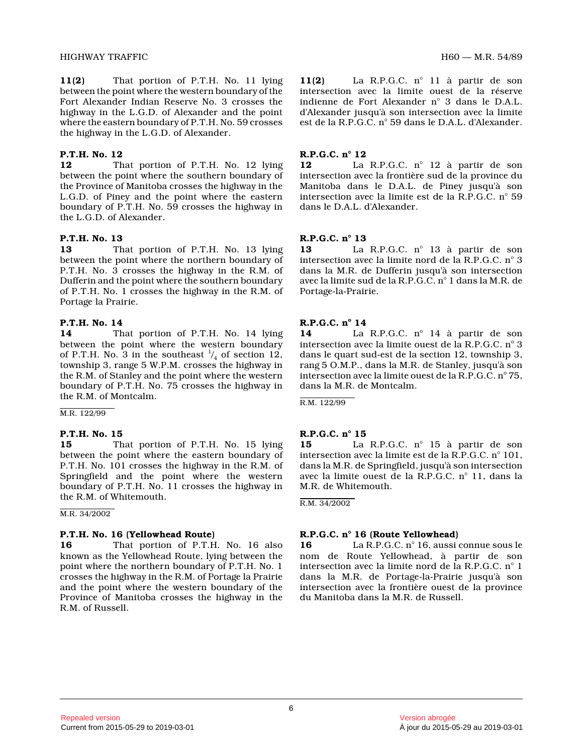**11(2)** That portion of P.T.H. No. 11 lying between the point where the western boundary of the Fort Alexander Indian Reserve No. 3 crosses the highway in the L.G.D. of Alexander and the point where the eastern boundary of P.T.H. No. 59 crosses the highway in the L.G.D. of Alexander.

**11(2)** La R.P.G.C. n° 11 à partir de son intersection avec la limite ouest de la réserve indienne de Fort Alexander n° 3 dans le D.A.L. d'Alexander jusqu'à son intersection avec la limite est de la R.P.G.C. n° 59 dans le D.A.L. d'Alexander.

**P.T.H. No. 12**

**12** That portion of P.T.H. No. 12 lying between the point where the southern boundary of the Province of Manitoba crosses the highway in the L.G.D. of Piney and the point where the eastern boundary of P.T.H. No. 59 crosses the highway in the L.G.D. of Alexander.

**R.P.G.C. n° 12**

**12** La R.P.G.C. n° 12 à partir de son intersection avec la frontière sud de la province du Manitoba dans le D.A.L. de Piney jusqu'à son intersection avec la limite est de la R.P.G.C. n° 59 dans le D.A.L. d'Alexander.

**P.T.H. No. 13**

**13** That portion of P.T.H. No. 13 lying between the point where the northern boundary of P.T.H. No. 3 crosses the highway in the R.M. of Dufferin and the point where the southern boundary of P.T.H. No. 1 crosses the highway in the R.M. of Portage la Prairie.

**R.P.G.C. n° 13**

**13** La R.P.G.C. n° 13 à partir de son intersection avec la limite nord de la R.P.G.C. n° 3 dans la M.R. de Dufferin jusqu'à son intersection avec la limite sud de la R.P.G.C. n° 1 dans la M.R. de Portage-la-Prairie.

**P.T.H. No. 14**

**14** That portion of P.T.H. No. 14 lying between the point where the western boundary of P.T.H. No. 3 in the southeast 1/4 of section 12, township 3, range 5 W.P.M. crosses the highway in the R.M. of Stanley and the point where the western boundary of P.T.H. No. 75 crosses the highway in the R.M. of Montcalm.

M.R. 122/99

**R.P.G.C. n° 14**

**14** La R.P.G.C. n° 14 à partir de son intersection avec la limite ouest de la R.P.G.C. n° 3 dans le quart sud-est de la section 12, township 3, rang 5 O.M.P., dans la M.R. de Stanley, jusqu'à son intersection avec la limite ouest de la R.P.G.C. n° 75, dans la M.R. de Montcalm.

R.M. 122/99

**P.T.H. No. 15**

**15** That portion of P.T.H. No. 15 lying between the point where the eastern boundary of P.T.H. No. 101 crosses the highway in the R.M. of Springfield and the point where the western boundary of P.T.H. No. 11 crosses the highway in the R.M. of Whitemouth.

M.R. 34/2002

**R.P.G.C. n° 15**

**15** La R.P.G.C. n° 15 à partir de son intersection avec la limite est de la R.P.G.C. n° 101, dans la M.R. de Springfield, jusqu'à son intersection avec la limite ouest de la R.P.G.C. n° 11, dans la M.R. de Whitemouth.

R.M. 34/2002

**P.T.H. No. 16 (Yellowhead Route)**

**16** That portion of P.T.H. No. 16 also known as the Yellowhead Route, lying between the point where the northern boundary of P.T.H. No. 1 crosses the highway in the R.M. of Portage la Prairie and the point where the western boundary of the Province of Manitoba crosses the highway in the R.M. of Russell.

**R.P.G.C. n° 16 (Route Yellowhead)**

**16** La R.P.G.C. n° 16, aussi connue sous le nom de Route Yellowhead, à partir de son intersection avec la limite nord de la R.P.G.C. n° 1 dans la M.R. de Portage-la-Prairie jusqu'à son intersection avec la frontière ouest de la province du Manitoba dans la M.R. de Russell.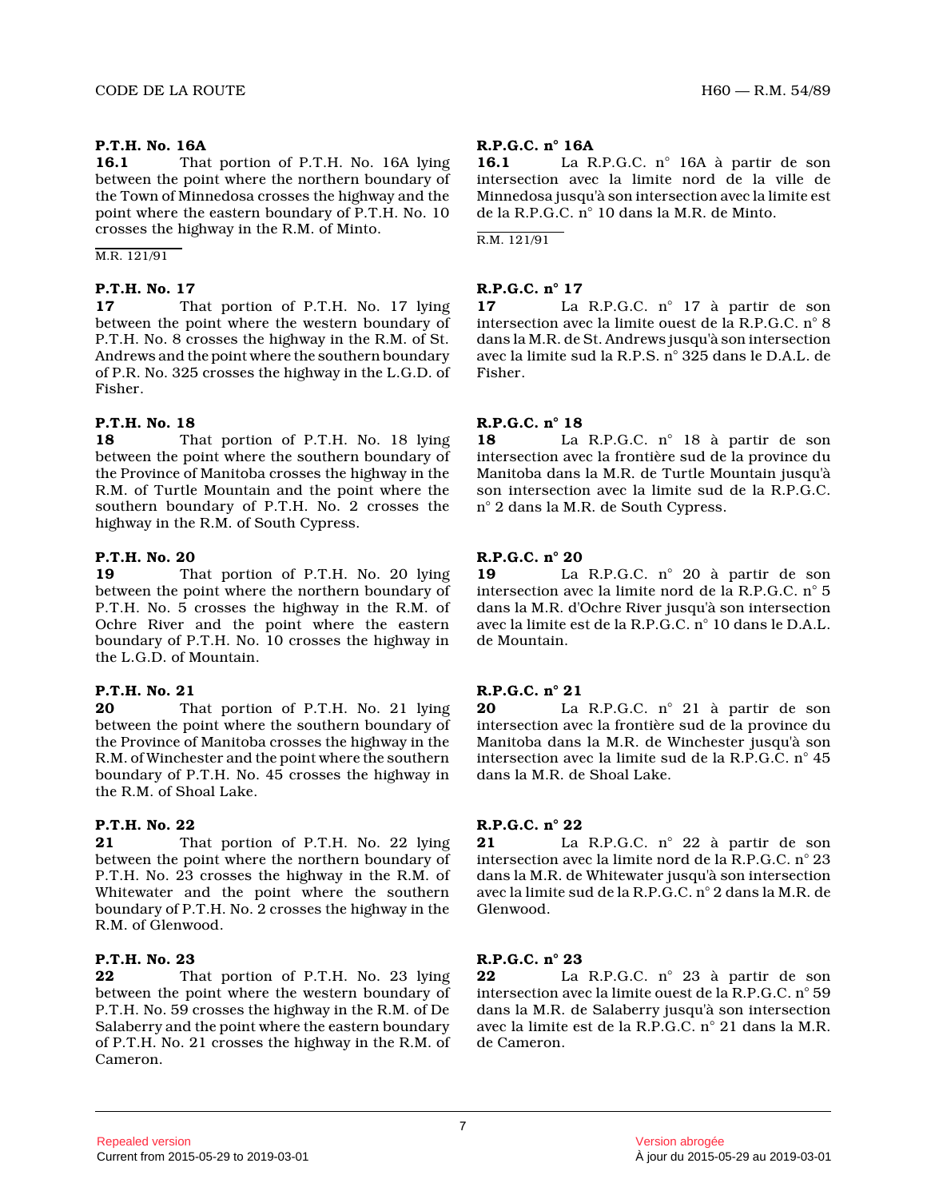**P.T.H. No. 16A**

**16.1** That portion of P.T.H. No. 16A lying between the point where the northern boundary of the Town of Minnedosa crosses the highway and the point where the eastern boundary of P.T.H. No. 10 crosses the highway in the R.M. of Minto.

M.R. 121/91

**P.T.H. No. 17**

**17** That portion of P.T.H. No. 17 lying between the point where the western boundary of P.T.H. No. 8 crosses the highway in the R.M. of St. Andrews and the point where the southern boundary of P.R. No. 325 crosses the highway in the L.G.D. of Fisher.

**P.T.H. No. 18**

**18** That portion of P.T.H. No. 18 lying between the point where the southern boundary of the Province of Manitoba crosses the highway in the R.M. of Turtle Mountain and the point where the southern boundary of P.T.H. No. 2 crosses the highway in the R.M. of South Cypress.

**P.T.H. No. 20**

**19** That portion of P.T.H. No. 20 lying between the point where the northern boundary of P.T.H. No. 5 crosses the highway in the R.M. of Ochre River and the point where the eastern boundary of P.T.H. No. 10 crosses the highway in the L.G.D. of Mountain.

**P.T.H. No. 21**

**20** That portion of P.T.H. No. 21 lying between the point where the southern boundary of the Province of Manitoba crosses the highway in the R.M. of Winchester and the point where the southern boundary of P.T.H. No. 45 crosses the highway in the R.M. of Shoal Lake.

**P.T.H. No. 22**

**21** That portion of P.T.H. No. 22 lying between the point where the northern boundary of P.T.H. No. 23 crosses the highway in the R.M. of Whitewater and the point where the southern boundary of P.T.H. No. 2 crosses the highway in the R.M. of Glenwood.

**P.T.H. No. 23**

**22** That portion of P.T.H. No. 23 lying between the point where the western boundary of P.T.H. No. 59 crosses the highway in the R.M. of De Salaberry and the point where the eastern boundary of P.T.H. No. 21 crosses the highway in the R.M. of Cameron.

**R.P.G.C. n° 16A**

**16.1** La R.P.G.C. n° 16A à partir de son intersection avec la limite nord de la ville de Minnedosa jusqu'à son intersection avec la limite est de la R.P.G.C. n° 10 dans la M.R. de Minto.

R.M. 121/91

**R.P.G.C. n° 17**

**17** La R.P.G.C. n° 17 à partir de son intersection avec la limite ouest de la R.P.G.C. n° 8 dans la M.R. de St. Andrews jusqu'à son intersection avec la limite sud la R.P.S. n° 325 dans le D.A.L. de Fisher.

**R.P.G.C. n° 18**

**18** La R.P.G.C. n° 18 à partir de son intersection avec la frontière sud de la province du Manitoba dans la M.R. de Turtle Mountain jusqu'à son intersection avec la limite sud de la R.P.G.C. n° 2 dans la M.R. de South Cypress.

**R.P.G.C. n° 20**

**19** La R.P.G.C. n° 20 à partir de son intersection avec la limite nord de la R.P.G.C. n° 5 dans la M.R. d'Ochre River jusqu'à son intersection avec la limite est de la R.P.G.C. n° 10 dans le D.A.L. de Mountain.

**R.P.G.C. n° 21**

**20** La R.P.G.C. n° 21 à partir de son intersection avec la frontière sud de la province du Manitoba dans la M.R. de Winchester jusqu'à son intersection avec la limite sud de la R.P.G.C. n° 45 dans la M.R. de Shoal Lake.

**R.P.G.C. n° 22**

**21** La R.P.G.C. n° 22 à partir de son intersection avec la limite nord de la R.P.G.C. n° 23 dans la M.R. de Whitewater jusqu'à son intersection avec la limite sud de la R.P.G.C. n° 2 dans la M.R. de Glenwood.

**R.P.G.C. n° 23**

**22** La R.P.G.C. n° 23 à partir de son intersection avec la limite ouest de la R.P.G.C. n° 59 dans la M.R. de Salaberry jusqu'à son intersection avec la limite est de la R.P.G.C. n° 21 dans la M.R. de Cameron.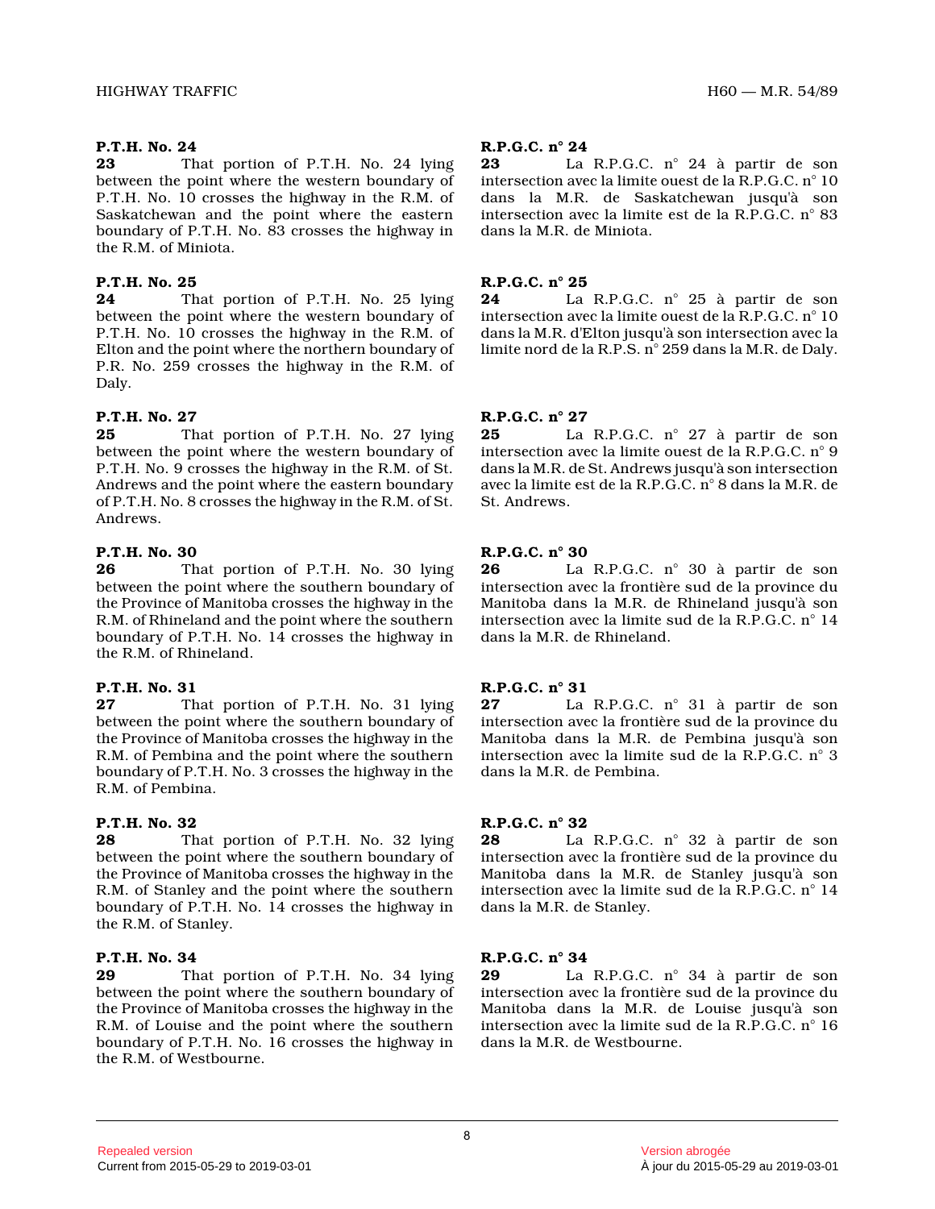**P.T.H. No. 24**

**23** That portion of P.T.H. No. 24 lying between the point where the western boundary of P.T.H. No. 10 crosses the highway in the R.M. of Saskatchewan and the point where the eastern boundary of P.T.H. No. 83 crosses the highway in the R.M. of Miniota.

**P.T.H. No. 25**

**24** That portion of P.T.H. No. 25 lying between the point where the western boundary of P.T.H. No. 10 crosses the highway in the R.M. of Elton and the point where the northern boundary of P.R. No. 259 crosses the highway in the R.M. of Daly.

**P.T.H. No. 27**

**25** That portion of P.T.H. No. 27 lying between the point where the western boundary of P.T.H. No. 9 crosses the highway in the R.M. of St. Andrews and the point where the eastern boundary of P.T.H. No. 8 crosses the highway in the R.M. of St. Andrews.

**P.T.H. No. 30**

**26** That portion of P.T.H. No. 30 lying between the point where the southern boundary of the Province of Manitoba crosses the highway in the R.M. of Rhineland and the point where the southern boundary of P.T.H. No. 14 crosses the highway in the R.M. of Rhineland.

**P.T.H. No. 31**

**27** That portion of P.T.H. No. 31 lying between the point where the southern boundary of the Province of Manitoba crosses the highway in the R.M. of Pembina and the point where the southern boundary of P.T.H. No. 3 crosses the highway in the R.M. of Pembina.

**P.T.H. No. 32**

**28** That portion of P.T.H. No. 32 lying between the point where the southern boundary of the Province of Manitoba crosses the highway in the R.M. of Stanley and the point where the southern boundary of P.T.H. No. 14 crosses the highway in the R.M. of Stanley.

**P.T.H. No. 34**

**29** That portion of P.T.H. No. 34 lying between the point where the southern boundary of the Province of Manitoba crosses the highway in the R.M. of Louise and the point where the southern boundary of P.T.H. No. 16 crosses the highway in the R.M. of Westbourne.

**R.P.G.C. n° 24**

**23** La R.P.G.C. n° 24 à partir de son intersection avec la limite ouest de la R.P.G.C. n° 10 dans la M.R. de Saskatchewan jusqu'à son intersection avec la limite est de la R.P.G.C. n° 83 dans la M.R. de Miniota.

**R.P.G.C. n° 25**

**24** La R.P.G.C. n° 25 à partir de son intersection avec la limite ouest de la R.P.G.C. n° 10 dans la M.R. d'Elton jusqu'à son intersection avec la limite nord de la R.P.S. n° 259 dans la M.R. de Daly.

**R.P.G.C. n° 27**

**25** La R.P.G.C. n° 27 à partir de son intersection avec la limite ouest de la R.P.G.C. n° 9 dans la M.R. de St. Andrews jusqu'à son intersection avec la limite est de la R.P.G.C. n° 8 dans la M.R. de St. Andrews.

**R.P.G.C. n° 30**

**26** La R.P.G.C. n° 30 à partir de son intersection avec la frontière sud de la province du Manitoba dans la M.R. de Rhineland jusqu'à son intersection avec la limite sud de la R.P.G.C. n° 14 dans la M.R. de Rhineland.

**R.P.G.C. n° 31**

**27** La R.P.G.C. n° 31 à partir de son intersection avec la frontière sud de la province du Manitoba dans la M.R. de Pembina jusqu'à son intersection avec la limite sud de la R.P.G.C. n° 3 dans la M.R. de Pembina.

**R.P.G.C. n° 32**

**28** La R.P.G.C. n° 32 à partir de son intersection avec la frontière sud de la province du Manitoba dans la M.R. de Stanley jusqu'à son intersection avec la limite sud de la R.P.G.C. n° 14 dans la M.R. de Stanley.

**R.P.G.C. n° 34**

**29** La R.P.G.C. n° 34 à partir de son intersection avec la frontière sud de la province du Manitoba dans la M.R. de Louise jusqu'à son intersection avec la limite sud de la R.P.G.C. n° 16 dans la M.R. de Westbourne.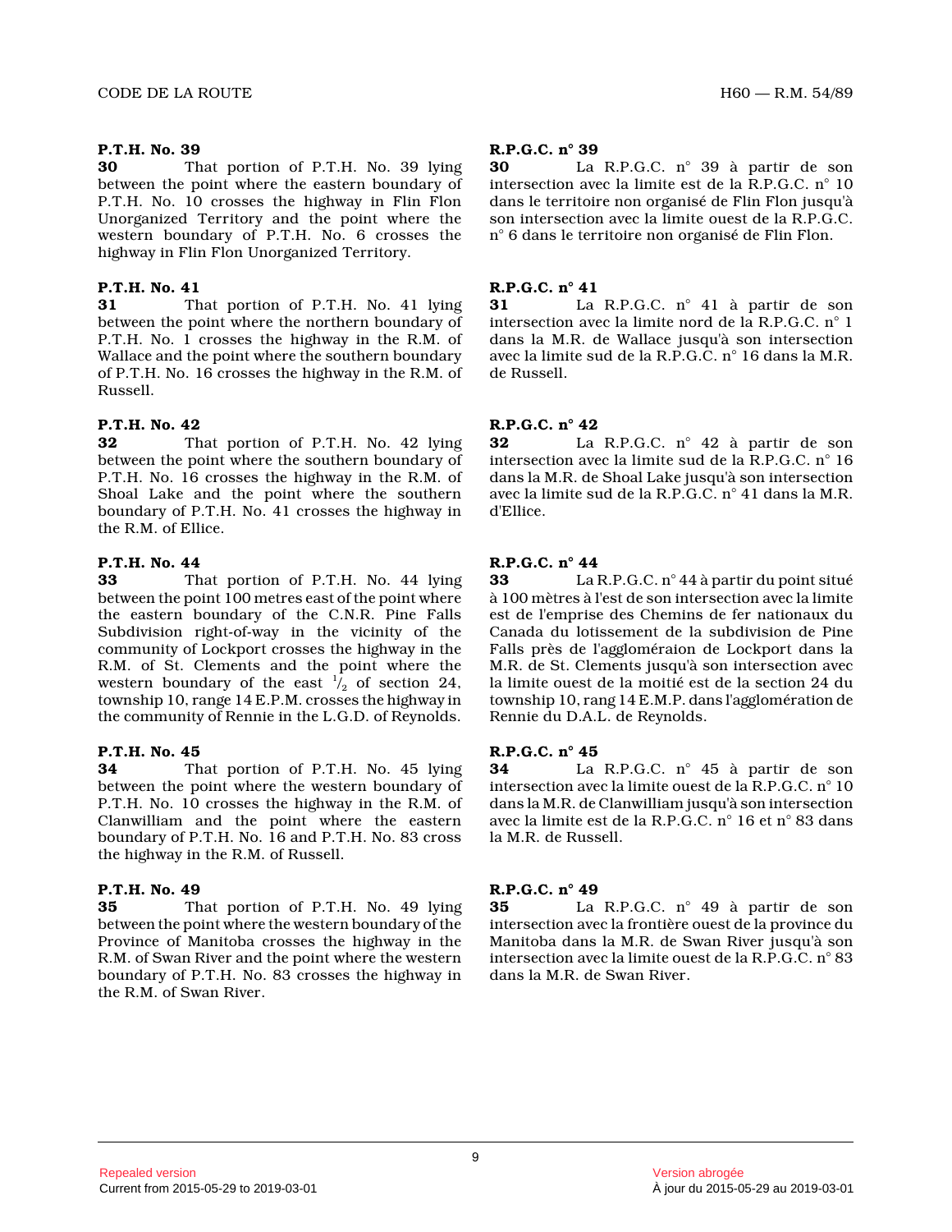**P.T.H. No. 39**

**30** That portion of P.T.H. No. 39 lying between the point where the eastern boundary of P.T.H. No. 10 crosses the highway in Flin Flon Unorganized Territory and the point where the western boundary of P.T.H. No. 6 crosses the highway in Flin Flon Unorganized Territory.

**P.T.H. No. 41**

**31** That portion of P.T.H. No. 41 lying between the point where the northern boundary of P.T.H. No. 1 crosses the highway in the R.M. of Wallace and the point where the southern boundary of P.T.H. No. 16 crosses the highway in the R.M. of Russell.

**P.T.H. No. 42**

**32** That portion of P.T.H. No. 42 lying between the point where the southern boundary of P.T.H. No. 16 crosses the highway in the R.M. of Shoal Lake and the point where the southern boundary of P.T.H. No. 41 crosses the highway in the R.M. of Ellice.

**P.T.H. No. 44**

**33** That portion of P.T.H. No. 44 lying between the point 100 metres east of the point where the eastern boundary of the C.N.R. Pine Falls Subdivision right-of-way in the vicinity of the community of Lockport crosses the highway in the R.M. of St. Clements and the point where the western boundary of the east 1/2 of section 24, township 10, range 14 E.P.M. crosses the highway in the community of Rennie in the L.G.D. of Reynolds.

**P.T.H. No. 45**

**34** That portion of P.T.H. No. 45 lying between the point where the western boundary of P.T.H. No. 10 crosses the highway in the R.M. of Clanwilliam and the point where the eastern boundary of P.T.H. No. 16 and P.T.H. No. 83 cross the highway in the R.M. of Russell.

**P.T.H. No. 49**

**35** That portion of P.T.H. No. 49 lying between the point where the western boundary of the Province of Manitoba crosses the highway in the R.M. of Swan River and the point where the western boundary of P.T.H. No. 83 crosses the highway in the R.M. of Swan River.

**R.P.G.C. n° 39**

**30** La R.P.G.C. n° 39 à partir de son intersection avec la limite est de la R.P.G.C. n° 10 dans le territoire non organisé de Flin Flon jusqu'à son intersection avec la limite ouest de la R.P.G.C. n° 6 dans le territoire non organisé de Flin Flon.

**R.P.G.C. n° 41**

**31** La R.P.G.C. n° 41 à partir de son intersection avec la limite nord de la R.P.G.C. n° 1 dans la M.R. de Wallace jusqu'à son intersection avec la limite sud de la R.P.G.C. n° 16 dans la M.R. de Russell.

**R.P.G.C. n° 42**

**32** La R.P.G.C. n° 42 à partir de son intersection avec la limite sud de la R.P.G.C. n° 16 dans la M.R. de Shoal Lake jusqu'à son intersection avec la limite sud de la R.P.G.C. n° 41 dans la M.R. d'Ellice.

**R.P.G.C. n° 44**

**33** La R.P.G.C. n° 44 à partir du point situé à 100 mètres à l'est de son intersection avec la limite est de l'emprise des Chemins de fer nationaux du Canada du lotissement de la subdivision de Pine Falls près de l'aggloméraion de Lockport dans la M.R. de St. Clements jusqu'à son intersection avec la limite ouest de la moitié est de la section 24 du township 10, rang 14 E.M.P. dans l'agglomération de Rennie du D.A.L. de Reynolds.

**R.P.G.C. n° 45**

**34** La R.P.G.C. n° 45 à partir de son intersection avec la limite ouest de la R.P.G.C. n° 10 dans la M.R. de Clanwilliam jusqu'à son intersection avec la limite est de la R.P.G.C. n° 16 et n° 83 dans la M.R. de Russell.

**R.P.G.C. n° 49**

**35** La R.P.G.C. n° 49 à partir de son intersection avec la frontière ouest de la province du Manitoba dans la M.R. de Swan River jusqu'à son intersection avec la limite ouest de la R.P.G.C. n° 83 dans la M.R. de Swan River.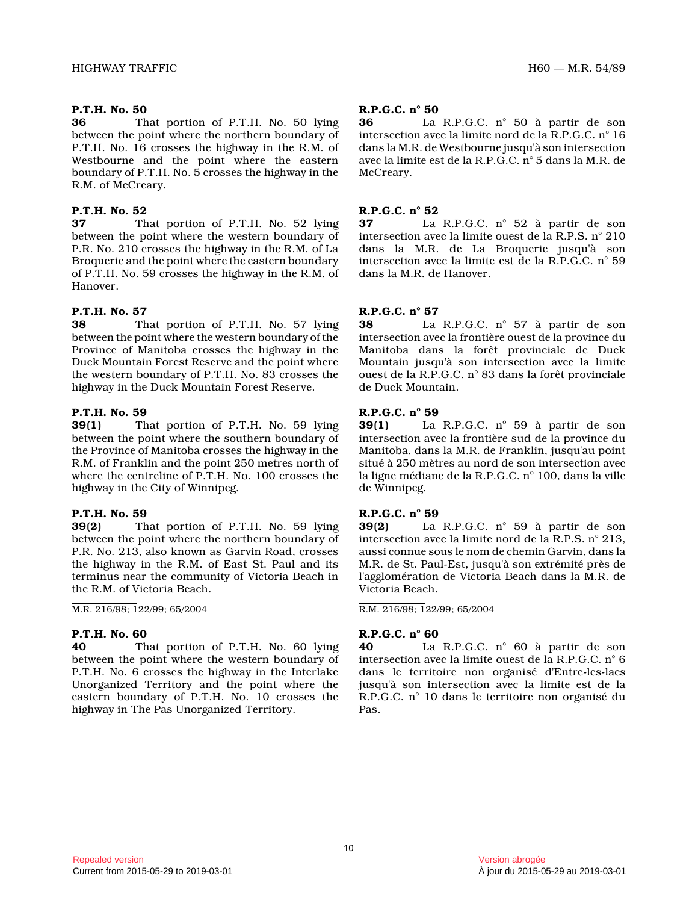**P.T.H. No. 50**

**36** That portion of P.T.H. No. 50 lying between the point where the northern boundary of P.T.H. No. 16 crosses the highway in the R.M. of Westbourne and the point where the eastern boundary of P.T.H. No. 5 crosses the highway in the R.M. of McCreary.

**P.T.H. No. 52**

**37** That portion of P.T.H. No. 52 lying between the point where the western boundary of P.R. No. 210 crosses the highway in the R.M. of La Broquerie and the point where the eastern boundary of P.T.H. No. 59 crosses the highway in the R.M. of Hanover.

**P.T.H. No. 57**

**38** That portion of P.T.H. No. 57 lying between the point where the western boundary of the Province of Manitoba crosses the highway in the Duck Mountain Forest Reserve and the point where the western boundary of P.T.H. No. 83 crosses the highway in the Duck Mountain Forest Reserve.

**P.T.H. No. 59**

**39(1)** That portion of P.T.H. No. 59 lying between the point where the southern boundary of the Province of Manitoba crosses the highway in the R.M. of Franklin and the point 250 metres north of where the centreline of P.T.H. No. 100 crosses the highway in the City of Winnipeg.

**P.T.H. No. 59**

**39(2)** That portion of P.T.H. No. 59 lying between the point where the northern boundary of P.R. No. 213, also known as Garvin Road, crosses the highway in the R.M. of East St. Paul and its terminus near the community of Victoria Beach in the R.M. of Victoria Beach.

M.R. 216/98; 122/99; 65/2004

**P.T.H. No. 60**

**40** That portion of P.T.H. No. 60 lying between the point where the western boundary of P.T.H. No. 6 crosses the highway in the Interlake Unorganized Territory and the point where the eastern boundary of P.T.H. No. 10 crosses the highway in The Pas Unorganized Territory.

**R.P.G.C. n° 50**

**36** La R.P.G.C. n° 50 à partir de son intersection avec la limite nord de la R.P.G.C. n° 16 dans la M.R. de Westbourne jusqu'à son intersection avec la limite est de la R.P.G.C. n° 5 dans la M.R. de McCreary.

**R.P.G.C. n° 52**

**37** La R.P.G.C. n° 52 à partir de son intersection avec la limite ouest de la R.P.S. n° 210 dans la M.R. de La Broquerie jusqu'à son intersection avec la limite est de la R.P.G.C. n° 59 dans la M.R. de Hanover.

**R.P.G.C. n° 57**

**38** La R.P.G.C. n° 57 à partir de son intersection avec la frontière ouest de la province du Manitoba dans la forêt provinciale de Duck Mountain jusqu'à son intersection avec la limite ouest de la R.P.G.C. n° 83 dans la forêt provinciale de Duck Mountain.

**R.P.G.C. n° 59**

**39(1)** La R.P.G.C. n° 59 à partir de son intersection avec la frontière sud de la province du Manitoba, dans la M.R. de Franklin, jusqu'au point situé à 250 mètres au nord de son intersection avec la ligne médiane de la R.P.G.C. n° 100, dans la ville de Winnipeg.

**R.P.G.C. n° 59**

**39(2)** La R.P.G.C. n° 59 à partir de son intersection avec la limite nord de la R.P.S. n° 213, aussi connue sous le nom de chemin Garvin, dans la M.R. de St. Paul-Est, jusqu'à son extrémité près de l'agglomération de Victoria Beach dans la M.R. de Victoria Beach.

R.M. 216/98; 122/99; 65/2004

**R.P.G.C. n° 60**

**40** La R.P.G.C. n° 60 à partir de son intersection avec la limite ouest de la R.P.G.C. n° 6 dans le territoire non organisé d'Entre-les-lacs jusqu'à son intersection avec la limite est de la R.P.G.C. n° 10 dans le territoire non organisé du Pas.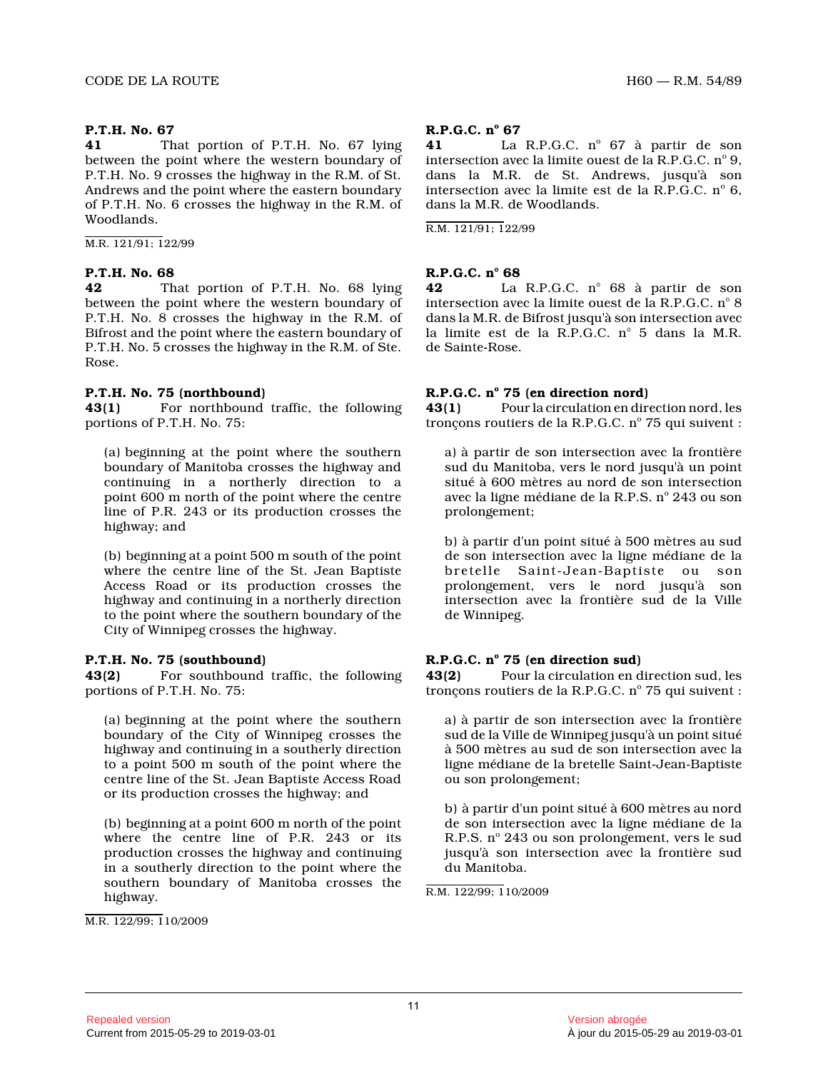**P.T.H. No. 67**

**41** That portion of P.T.H. No. 67 lying between the point where the western boundary of P.T.H. No. 9 crosses the highway in the R.M. of St. Andrews and the point where the eastern boundary of P.T.H. No. 6 crosses the highway in the R.M. of Woodlands.

M.R. 121/91; 122/99

**P.T.H. No. 68**

**42** That portion of P.T.H. No. 68 lying between the point where the western boundary of P.T.H. No. 8 crosses the highway in the R.M. of Bifrost and the point where the eastern boundary of P.T.H. No. 5 crosses the highway in the R.M. of Ste. Rose.

**P.T.H. No. 75 (northbound)**

**43(1)** For northbound traffic, the following portions of P.T.H. No. 75:

(a) beginning at the point where the southern boundary of Manitoba crosses the highway and continuing in a northerly direction to a point 600 m north of the point where the centre line of P.R. 243 or its production crosses the highway; and

(b) beginning at a point 500 m south of the point where the centre line of the St. Jean Baptiste Access Road or its production crosses the highway and continuing in a northerly direction to the point where the southern boundary of the City of Winnipeg crosses the highway.

**P.T.H. No. 75 (southbound)**

**43(2)** For southbound traffic, the following portions of P.T.H. No. 75:

(a) beginning at the point where the southern boundary of the City of Winnipeg crosses the highway and continuing in a southerly direction to a point 500 m south of the point where the centre line of the St. Jean Baptiste Access Road or its production crosses the highway; and

(b) beginning at a point 600 m north of the point where the centre line of P.R. 243 or its production crosses the highway and continuing in a southerly direction to the point where the southern boundary of Manitoba crosses the highway.

M.R. 122/99; 110/2009

**R.P.G.C. n° 67**

**41** La R.P.G.C. n° 67 à partir de son intersection avec la limite ouest de la R.P.G.C. n° 9, dans la M.R. de St. Andrews, jusqu'à son intersection avec la limite est de la R.P.G.C. n° 6, dans la M.R. de Woodlands.

R.M. 121/91; 122/99

**R.P.G.C. n° 68**

**42** La R.P.G.C. n° 68 à partir de son intersection avec la limite ouest de la R.P.G.C. n° 8 dans la M.R. de Bifrost jusqu'à son intersection avec la limite est de la R.P.G.C. n° 5 dans la M.R. de Sainte-Rose.

**R.P.G.C. n° 75 (en direction nord)**

**43(1)** Pour la circulation en direction nord, les tronçons routiers de la R.P.G.C. n° 75 qui suivent :

a) à partir de son intersection avec la frontière sud du Manitoba, vers le nord jusqu'à un point situé à 600 mètres au nord de son intersection avec la ligne médiane de la R.P.S. n° 243 ou son prolongement;

b) à partir d'un point situé à 500 mètres au sud de son intersection avec la ligne médiane de la bretelle Saint-Jean-Baptiste ou son prolongement, vers le nord jusqu'à son intersection avec la frontière sud de la Ville de Winnipeg.

**R.P.G.C. n° 75 (en direction sud)**

**43(2)** Pour la circulation en direction sud, les tronçons routiers de la R.P.G.C. n° 75 qui suivent :

a) à partir de son intersection avec la frontière sud de la Ville de Winnipeg jusqu'à un point situé à 500 mètres au sud de son intersection avec la ligne médiane de la bretelle Saint-Jean-Baptiste ou son prolongement;

b) à partir d'un point situé à 600 mètres au nord de son intersection avec la ligne médiane de la R.P.S. n° 243 ou son prolongement, vers le sud jusqu'à son intersection avec la frontière sud du Manitoba.

R.M. 122/99; 110/2009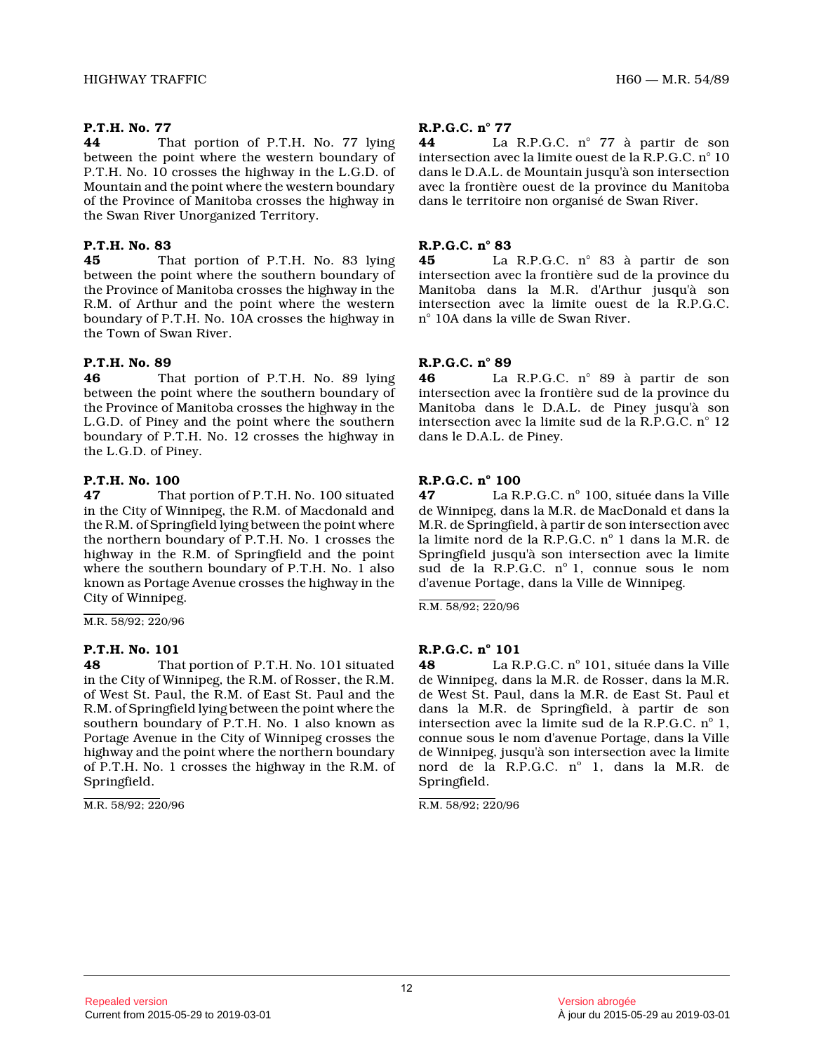**P.T.H. No. 77**

**44** That portion of P.T.H. No. 77 lying between the point where the western boundary of P.T.H. No. 10 crosses the highway in the L.G.D. of Mountain and the point where the western boundary of the Province of Manitoba crosses the highway in the Swan River Unorganized Territory.

**P.T.H. No. 83**

**45** That portion of P.T.H. No. 83 lying between the point where the southern boundary of the Province of Manitoba crosses the highway in the R.M. of Arthur and the point where the western boundary of P.T.H. No. 10A crosses the highway in the Town of Swan River.

**P.T.H. No. 89**

**46** That portion of P.T.H. No. 89 lying between the point where the southern boundary of the Province of Manitoba crosses the highway in the L.G.D. of Piney and the point where the southern boundary of P.T.H. No. 12 crosses the highway in the L.G.D. of Piney.

**P.T.H. No. 100**

**47** That portion of P.T.H. No. 100 situated in the City of Winnipeg, the R.M. of Macdonald and the R.M. of Springfield lying between the point where the northern boundary of P.T.H. No. 1 crosses the highway in the R.M. of Springfield and the point where the southern boundary of P.T.H. No. 1 also known as Portage Avenue crosses the highway in the City of Winnipeg.

M.R. 58/92; 220/96

**P.T.H. No. 101**

**48** That portion of P.T.H. No. 101 situated in the City of Winnipeg, the R.M. of Rosser, the R.M. of West St. Paul, the R.M. of East St. Paul and the R.M. of Springfield lying between the point where the southern boundary of P.T.H. No. 1 also known as Portage Avenue in the City of Winnipeg crosses the highway and the point where the northern boundary of P.T.H. No. 1 crosses the highway in the R.M. of Springfield.

M.R. 58/92; 220/96

**R.P.G.C. n° 77**

**44** La R.P.G.C. n° 77 à partir de son intersection avec la limite ouest de la R.P.G.C. n° 10 dans le D.A.L. de Mountain jusqu'à son intersection avec la frontière ouest de la province du Manitoba dans le territoire non organisé de Swan River.

**R.P.G.C. n° 83**

**45** La R.P.G.C. n° 83 à partir de son intersection avec la frontière sud de la province du Manitoba dans la M.R. d'Arthur jusqu'à son intersection avec la limite ouest de la R.P.G.C. n° 10A dans la ville de Swan River.

**R.P.G.C. n° 89**

**46** La R.P.G.C. n° 89 à partir de son intersection avec la frontière sud de la province du Manitoba dans le D.A.L. de Piney jusqu'à son intersection avec la limite sud de la R.P.G.C. n° 12 dans le D.A.L. de Piney.

**R.P.G.C. n° 100**

**47** La R.P.G.C. n° 100, située dans la Ville de Winnipeg, dans la M.R. de MacDonald et dans la M.R. de Springfield, à partir de son intersection avec la limite nord de la R.P.G.C. n° 1 dans la M.R. de Springfield jusqu'à son intersection avec la limite sud de la R.P.G.C. n° 1, connue sous le nom d'avenue Portage, dans la Ville de Winnipeg.

R.M. 58/92; 220/96

**R.P.G.C. n° 101**

**48** La R.P.G.C. n° 101, située dans la Ville de Winnipeg, dans la M.R. de Rosser, dans la M.R. de West St. Paul, dans la M.R. de East St. Paul et dans la M.R. de Springfield, à partir de son intersection avec la limite sud de la R.P.G.C. n° 1, connue sous le nom d'avenue Portage, dans la Ville de Winnipeg, jusqu'à son intersection avec la limite nord de la R.P.G.C. n° 1, dans la M.R. de Springfield.

R.M. 58/92; 220/96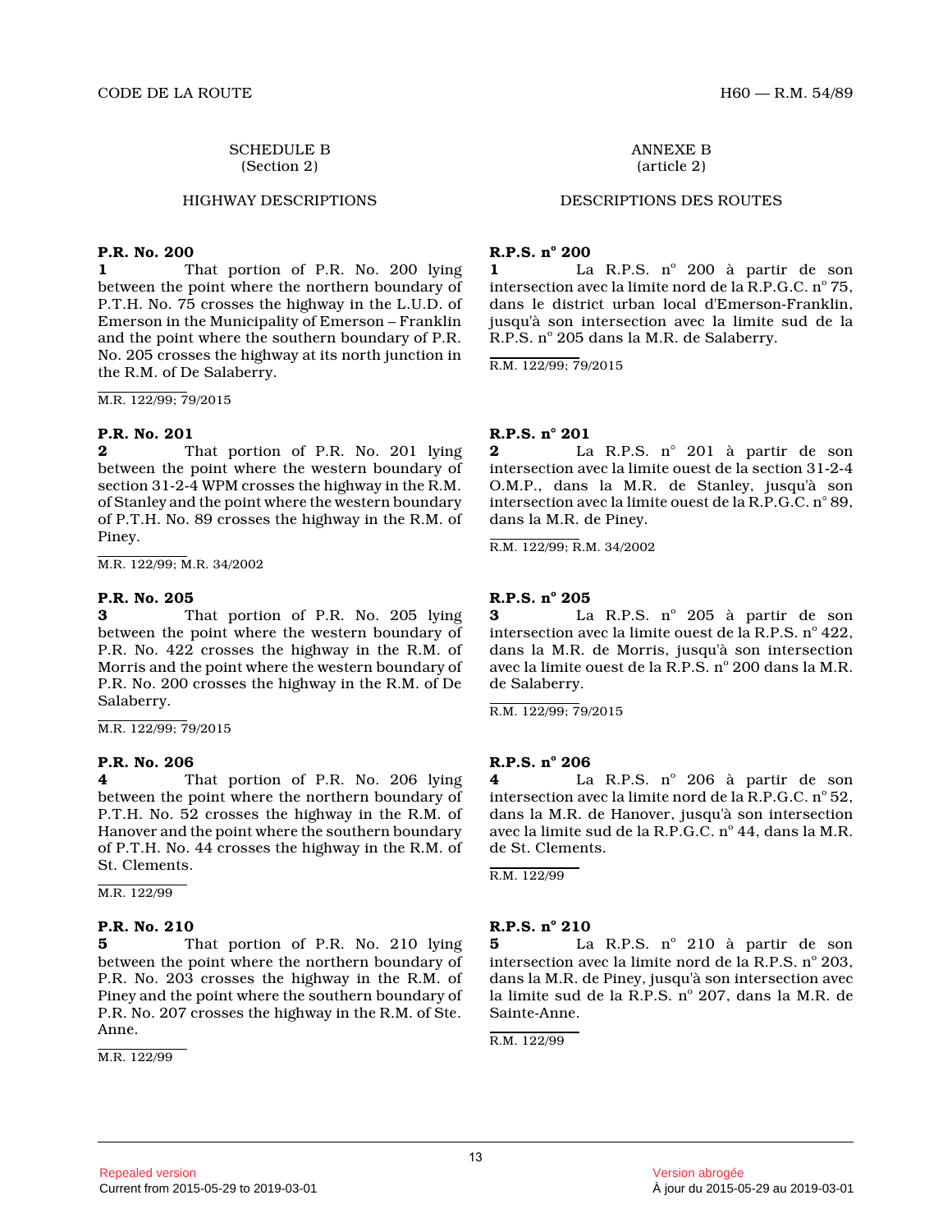## SCHEDULE B
(Section 2)

### HIGHWAY DESCRIPTIONS

**P.R. No. 200**

**1** That portion of P.R. No. 200 lying between the point where the northern boundary of P.T.H. No. 75 crosses the highway in the L.U.D. of Emerson in the Municipality of Emerson – Franklin and the point where the southern boundary of P.R. No. 205 crosses the highway at its north junction in the R.M. of De Salaberry.

M.R. 122/99; 79/2015

**P.R. No. 201**

**2** That portion of P.R. No. 201 lying between the point where the western boundary of section 31-2-4 WPM crosses the highway in the R.M. of Stanley and the point where the western boundary of P.T.H. No. 89 crosses the highway in the R.M. of Piney.

M.R. 122/99; M.R. 34/2002

**P.R. No. 205**

**3** That portion of P.R. No. 205 lying between the point where the western boundary of P.R. No. 422 crosses the highway in the R.M. of Morris and the point where the western boundary of P.R. No. 200 crosses the highway in the R.M. of De Salaberry.

M.R. 122/99; 79/2015

**P.R. No. 206**

**4** That portion of P.R. No. 206 lying between the point where the northern boundary of P.T.H. No. 52 crosses the highway in the R.M. of Hanover and the point where the southern boundary of P.T.H. No. 44 crosses the highway in the R.M. of St. Clements.

M.R. 122/99

**P.R. No. 210**

**5** That portion of P.R. No. 210 lying between the point where the northern boundary of P.R. No. 203 crosses the highway in the R.M. of Piney and the point where the southern boundary of P.R. No. 207 crosses the highway in the R.M. of Ste. Anne.

M.R. 122/99

## ANNEXE B
(article 2)

### DESCRIPTIONS DES ROUTES

**R.P.S. n° 200**

**1** La R.P.S. n° 200 à partir de son intersection avec la limite nord de la R.P.G.C. n° 75, dans le district urban local d'Emerson-Franklin, jusqu'à son intersection avec la limite sud de la R.P.S. n° 205 dans la M.R. de Salaberry.

R.M. 122/99; 79/2015

**R.P.S. n° 201**

**2** La R.P.S. n° 201 à partir de son intersection avec la limite ouest de la section 31-2-4 O.M.P., dans la M.R. de Stanley, jusqu'à son intersection avec la limite ouest de la R.P.G.C. n° 89, dans la M.R. de Piney.

R.M. 122/99; R.M. 34/2002

**R.P.S. n° 205**

**3** La R.P.S. n° 205 à partir de son intersection avec la limite ouest de la R.P.S. n° 422, dans la M.R. de Morris, jusqu'à son intersection avec la limite ouest de la R.P.S. n° 200 dans la M.R. de Salaberry.

R.M. 122/99; 79/2015

**R.P.S. n° 206**

**4** La R.P.S. n° 206 à partir de son intersection avec la limite nord de la R.P.G.C. n° 52, dans la M.R. de Hanover, jusqu'à son intersection avec la limite sud de la R.P.G.C. n° 44, dans la M.R. de St. Clements.

R.M. 122/99

**R.P.S. n° 210**

**5** La R.P.S. n° 210 à partir de son intersection avec la limite nord de la R.P.S. n° 203, dans la M.R. de Piney, jusqu'à son intersection avec la limite sud de la R.P.S. n° 207, dans la M.R. de Sainte-Anne.

R.M. 122/99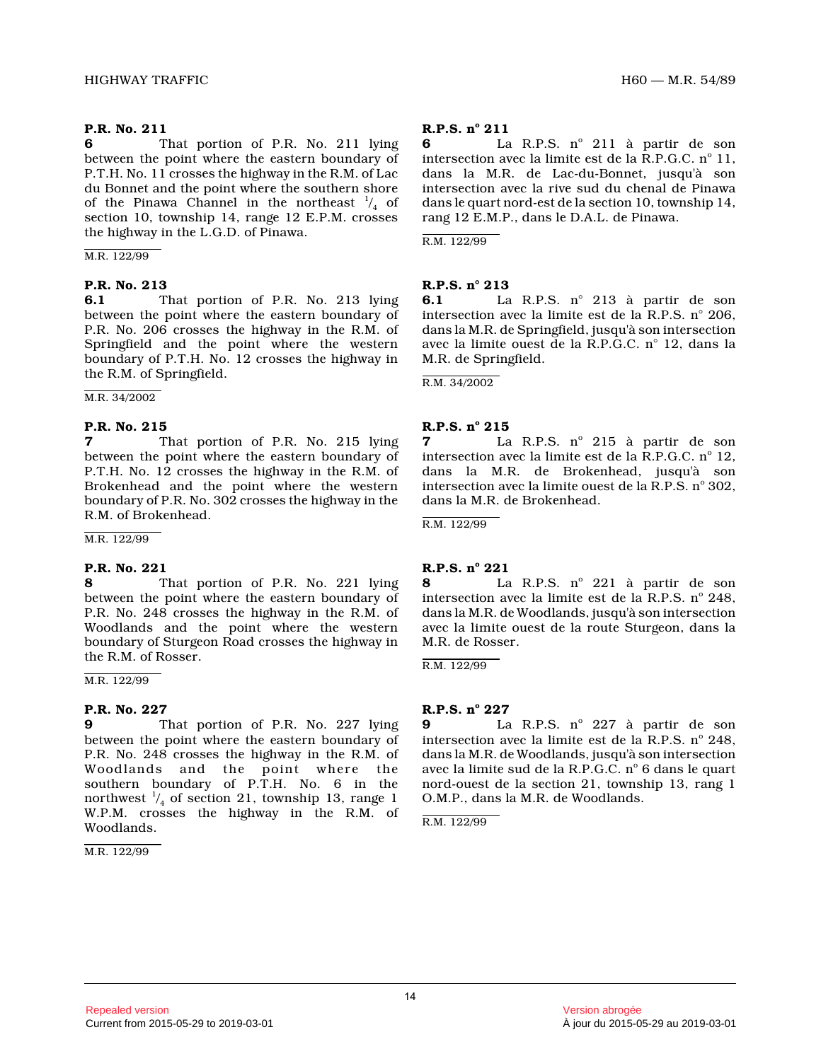**P.R. No. 211**

**6** That portion of P.R. No. 211 lying between the point where the eastern boundary of P.T.H. No. 11 crosses the highway in the R.M. of Lac du Bonnet and the point where the southern shore of the Pinawa Channel in the northeast $^{1}/_{4}$ of section 10, township 14, range 12 E.P.M. crosses the highway in the L.G.D. of Pinawa.

M.R. 122/99

**R.P.S. n° 211**

**6** La R.P.S. n° 211 à partir de son intersection avec la limite est de la R.P.G.C. n° 11, dans la M.R. de Lac-du-Bonnet, jusqu'à son intersection avec la rive sud du chenal de Pinawa dans le quart nord-est de la section 10, township 14, rang 12 E.M.P., dans le D.A.L. de Pinawa.

R.M. 122/99

**P.R. No. 213**

**6.1** That portion of P.R. No. 213 lying between the point where the eastern boundary of P.R. No. 206 crosses the highway in the R.M. of Springfield and the point where the western boundary of P.T.H. No. 12 crosses the highway in the R.M. of Springfield.

M.R. 34/2002

**R.P.S. n° 213**

**6.1** La R.P.S. n° 213 à partir de son intersection avec la limite est de la R.P.S. n° 206, dans la M.R. de Springfield, jusqu'à son intersection avec la limite ouest de la R.P.G.C. n° 12, dans la M.R. de Springfield.

R.M. 34/2002

**P.R. No. 215**

**7** That portion of P.R. No. 215 lying between the point where the eastern boundary of P.T.H. No. 12 crosses the highway in the R.M. of Brokenhead and the point where the western boundary of P.R. No. 302 crosses the highway in the R.M. of Brokenhead.

M.R. 122/99

**R.P.S. n° 215**

**7** La R.P.S. n° 215 à partir de son intersection avec la limite est de la R.P.G.C. n° 12, dans la M.R. de Brokenhead, jusqu'à son intersection avec la limite ouest de la R.P.S. n° 302, dans la M.R. de Brokenhead.

R.M. 122/99

**P.R. No. 221**

**8** That portion of P.R. No. 221 lying between the point where the eastern boundary of P.R. No. 248 crosses the highway in the R.M. of Woodlands and the point where the western boundary of Sturgeon Road crosses the highway in the R.M. of Rosser.

M.R. 122/99

**R.P.S. n° 221**

**8** La R.P.S. n° 221 à partir de son intersection avec la limite est de la R.P.S. n° 248, dans la M.R. de Woodlands, jusqu'à son intersection avec la limite ouest de la route Sturgeon, dans la M.R. de Rosser.

R.M. 122/99

**P.R. No. 227**

**9** That portion of P.R. No. 227 lying between the point where the eastern boundary of P.R. No. 248 crosses the highway in the R.M. of Woodlands and the point where the southern boundary of P.T.H. No. 6 in the northwest $^{1}/_{4}$ of section 21, township 13, range 1 W.P.M. crosses the highway in the R.M. of Woodlands.

M.R. 122/99

**R.P.S. n° 227**

**9** La R.P.S. n° 227 à partir de son intersection avec la limite est de la R.P.S. n° 248, dans la M.R. de Woodlands, jusqu'à son intersection avec la limite sud de la R.P.G.C. n° 6 dans le quart nord-ouest de la section 21, township 13, rang 1 O.M.P., dans la M.R. de Woodlands.

R.M. 122/99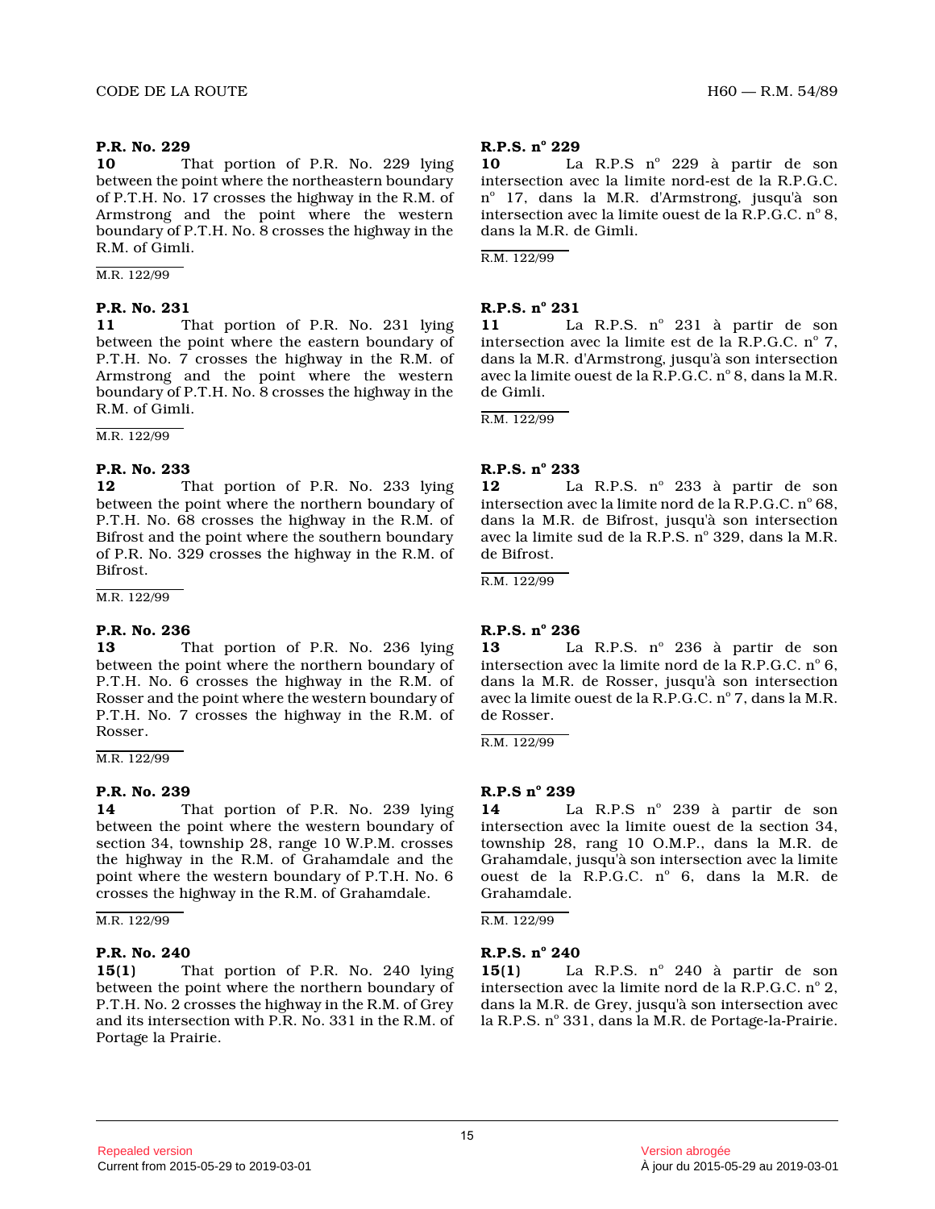**P.R. No. 229**

**10** That portion of P.R. No. 229 lying between the point where the northeastern boundary of P.T.H. No. 17 crosses the highway in the R.M. of Armstrong and the point where the western boundary of P.T.H. No. 8 crosses the highway in the R.M. of Gimli.

M.R. 122/99

**R.P.S. n° 229**

**10** La R.P.S n° 229 à partir de son intersection avec la limite nord-est de la R.P.G.C. n° 17, dans la M.R. d'Armstrong, jusqu'à son intersection avec la limite ouest de la R.P.G.C. n° 8, dans la M.R. de Gimli.

R.M. 122/99

**P.R. No. 231**

**11** That portion of P.R. No. 231 lying between the point where the eastern boundary of P.T.H. No. 7 crosses the highway in the R.M. of Armstrong and the point where the western boundary of P.T.H. No. 8 crosses the highway in the R.M. of Gimli.

M.R. 122/99

**R.P.S. n° 231**

**11** La R.P.S. n° 231 à partir de son intersection avec la limite est de la R.P.G.C. n° 7, dans la M.R. d'Armstrong, jusqu'à son intersection avec la limite ouest de la R.P.G.C. n° 8, dans la M.R. de Gimli.

R.M. 122/99

**P.R. No. 233**

**12** That portion of P.R. No. 233 lying between the point where the northern boundary of P.T.H. No. 68 crosses the highway in the R.M. of Bifrost and the point where the southern boundary of P.R. No. 329 crosses the highway in the R.M. of Bifrost.

M.R. 122/99

**R.P.S. n° 233**

**12** La R.P.S. n° 233 à partir de son intersection avec la limite nord de la R.P.G.C. n° 68, dans la M.R. de Bifrost, jusqu'à son intersection avec la limite sud de la R.P.S. n° 329, dans la M.R. de Bifrost.

R.M. 122/99

**P.R. No. 236**

**13** That portion of P.R. No. 236 lying between the point where the northern boundary of P.T.H. No. 6 crosses the highway in the R.M. of Rosser and the point where the western boundary of P.T.H. No. 7 crosses the highway in the R.M. of Rosser.

M.R. 122/99

**R.P.S. n° 236**

**13** La R.P.S. n° 236 à partir de son intersection avec la limite nord de la R.P.G.C. n° 6, dans la M.R. de Rosser, jusqu'à son intersection avec la limite ouest de la R.P.G.C. n° 7, dans la M.R. de Rosser.

R.M. 122/99

**P.R. No. 239**

**14** That portion of P.R. No. 239 lying between the point where the western boundary of section 34, township 28, range 10 W.P.M. crosses the highway in the R.M. of Grahamdale and the point where the western boundary of P.T.H. No. 6 crosses the highway in the R.M. of Grahamdale.

M.R. 122/99

**R.P.S n° 239**

**14** La R.P.S n° 239 à partir de son intersection avec la limite ouest de la section 34, township 28, rang 10 O.M.P., dans la M.R. de Grahamdale, jusqu'à son intersection avec la limite ouest de la R.P.G.C. n° 6, dans la M.R. de Grahamdale.

R.M. 122/99

**P.R. No. 240**

**15(1)** That portion of P.R. No. 240 lying between the point where the northern boundary of P.T.H. No. 2 crosses the highway in the R.M. of Grey and its intersection with P.R. No. 331 in the R.M. of Portage la Prairie.

**R.P.S. n° 240**

**15(1)** La R.P.S. n° 240 à partir de son intersection avec la limite nord de la R.P.G.C. n° 2, dans la M.R. de Grey, jusqu'à son intersection avec la R.P.S. n° 331, dans la M.R. de Portage-la-Prairie.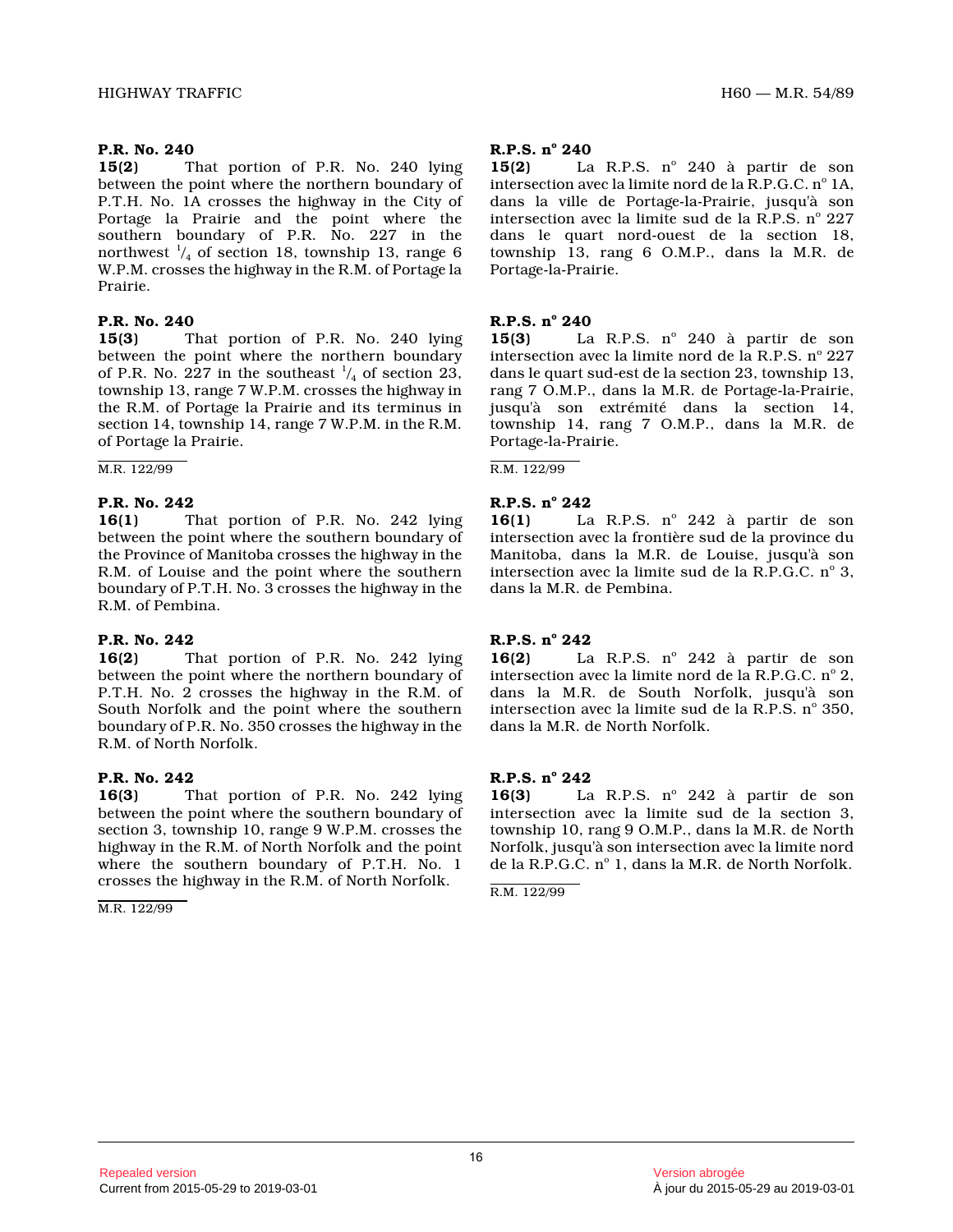**P.R. No. 240**

**15(2)** That portion of P.R. No. 240 lying between the point where the northern boundary of P.T.H. No. 1A crosses the highway in the City of Portage la Prairie and the point where the southern boundary of P.R. No. 227 in the northwest $^{1}/_{4}$ of section 18, township 13, range 6 W.P.M. crosses the highway in the R.M. of Portage la Prairie.

**P.R. No. 240**

**15(3)** That portion of P.R. No. 240 lying between the point where the northern boundary of P.R. No. 227 in the southeast $^{1}/_{4}$ of section 23, township 13, range 7 W.P.M. crosses the highway in the R.M. of Portage la Prairie and its terminus in section 14, township 14, range 7 W.P.M. in the R.M. of Portage la Prairie.

M.R. 122/99

**P.R. No. 242**

**16(1)** That portion of P.R. No. 242 lying between the point where the southern boundary of the Province of Manitoba crosses the highway in the R.M. of Louise and the point where the southern boundary of P.T.H. No. 3 crosses the highway in the R.M. of Pembina.

**P.R. No. 242**

**16(2)** That portion of P.R. No. 242 lying between the point where the northern boundary of P.T.H. No. 2 crosses the highway in the R.M. of South Norfolk and the point where the southern boundary of P.R. No. 350 crosses the highway in the R.M. of North Norfolk.

**P.R. No. 242**

**16(3)** That portion of P.R. No. 242 lying between the point where the southern boundary of section 3, township 10, range 9 W.P.M. crosses the highway in the R.M. of North Norfolk and the point where the southern boundary of P.T.H. No. 1 crosses the highway in the R.M. of North Norfolk.

M.R. 122/99

**R.P.S. n° 240**

**15(2)** La R.P.S. n° 240 à partir de son intersection avec la limite nord de la R.P.G.C. n° 1A, dans la ville de Portage-la-Prairie, jusqu'à son intersection avec la limite sud de la R.P.S. n° 227 dans le quart nord-ouest de la section 18, township 13, rang 6 O.M.P., dans la M.R. de Portage-la-Prairie.

**R.P.S. n° 240**

**15(3)** La R.P.S. n° 240 à partir de son intersection avec la limite nord de la R.P.S. n° 227 dans le quart sud-est de la section 23, township 13, rang 7 O.M.P., dans la M.R. de Portage-la-Prairie, jusqu'à son extrémité dans la section 14, township 14, rang 7 O.M.P., dans la M.R. de Portage-la-Prairie.

R.M. 122/99

**R.P.S. n° 242**

**16(1)** La R.P.S. n° 242 à partir de son intersection avec la frontière sud de la province du Manitoba, dans la M.R. de Louise, jusqu'à son intersection avec la limite sud de la R.P.G.C. n° 3, dans la M.R. de Pembina.

**R.P.S. n° 242**

**16(2)** La R.P.S. n° 242 à partir de son intersection avec la limite nord de la R.P.G.C. n° 2, dans la M.R. de South Norfolk, jusqu'à son intersection avec la limite sud de la R.P.S. n° 350, dans la M.R. de North Norfolk.

**R.P.S. n° 242**

**16(3)** La R.P.S. n° 242 à partir de son intersection avec la limite sud de la section 3, township 10, rang 9 O.M.P., dans la M.R. de North Norfolk, jusqu'à son intersection avec la limite nord de la R.P.G.C. n° 1, dans la M.R. de North Norfolk.

R.M. 122/99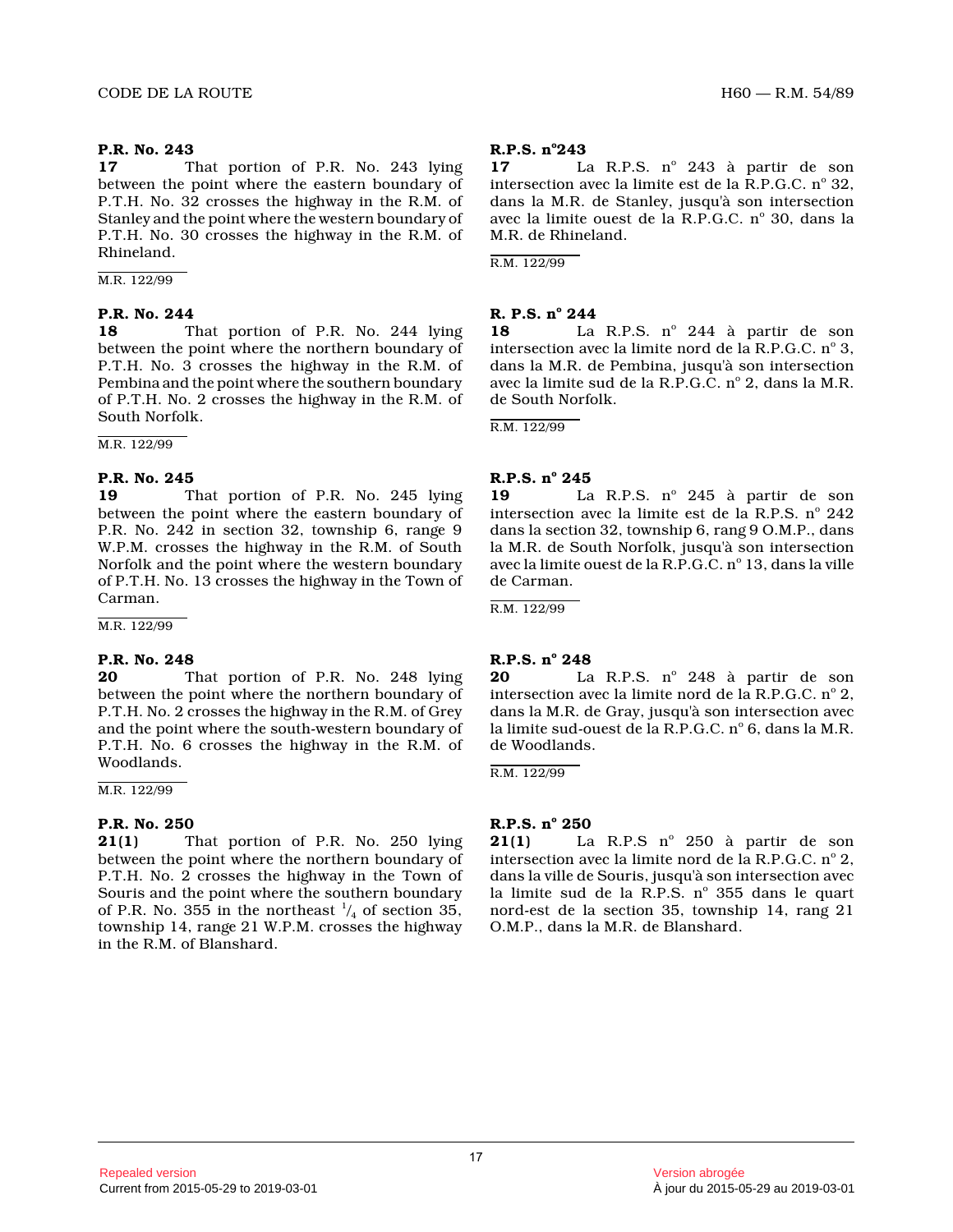**P.R. No. 243**

**17** That portion of P.R. No. 243 lying between the point where the eastern boundary of P.T.H. No. 32 crosses the highway in the R.M. of Stanley and the point where the western boundary of P.T.H. No. 30 crosses the highway in the R.M. of Rhineland.

M.R. 122/99

**R.P.S. n°243**

**17** La R.P.S. n° 243 à partir de son intersection avec la limite est de la R.P.G.C. n° 32, dans la M.R. de Stanley, jusqu'à son intersection avec la limite ouest de la R.P.G.C. n° 30, dans la M.R. de Rhineland.

R.M. 122/99

**P.R. No. 244**

**18** That portion of P.R. No. 244 lying between the point where the northern boundary of P.T.H. No. 3 crosses the highway in the R.M. of Pembina and the point where the southern boundary of P.T.H. No. 2 crosses the highway in the R.M. of South Norfolk.

M.R. 122/99

**R. P.S. n° 244**

**18** La R.P.S. n° 244 à partir de son intersection avec la limite nord de la R.P.G.C. n° 3, dans la M.R. de Pembina, jusqu'à son intersection avec la limite sud de la R.P.G.C. n° 2, dans la M.R. de South Norfolk.

R.M. 122/99

**P.R. No. 245**

**19** That portion of P.R. No. 245 lying between the point where the eastern boundary of P.R. No. 242 in section 32, township 6, range 9 W.P.M. crosses the highway in the R.M. of South Norfolk and the point where the western boundary of P.T.H. No. 13 crosses the highway in the Town of Carman.

M.R. 122/99

**R.P.S. n° 245**

**19** La R.P.S. n° 245 à partir de son intersection avec la limite est de la R.P.S. n° 242 dans la section 32, township 6, rang 9 O.M.P., dans la M.R. de South Norfolk, jusqu'à son intersection avec la limite ouest de la R.P.G.C. n° 13, dans la ville de Carman.

R.M. 122/99

**P.R. No. 248**

**20** That portion of P.R. No. 248 lying between the point where the northern boundary of P.T.H. No. 2 crosses the highway in the R.M. of Grey and the point where the south-western boundary of P.T.H. No. 6 crosses the highway in the R.M. of Woodlands.

M.R. 122/99

**R.P.S. n° 248**

**20** La R.P.S. n° 248 à partir de son intersection avec la limite nord de la R.P.G.C. n° 2, dans la M.R. de Gray, jusqu'à son intersection avec la limite sud-ouest de la R.P.G.C. n° 6, dans la M.R. de Woodlands.

R.M. 122/99

**P.R. No. 250**

**21(1)** That portion of P.R. No. 250 lying between the point where the northern boundary of P.T.H. No. 2 crosses the highway in the Town of Souris and the point where the southern boundary of P.R. No. 355 in the northeast 1/4 of section 35, township 14, range 21 W.P.M. crosses the highway in the R.M. of Blanshard.

**R.P.S. n° 250**

**21(1)** La R.P.S n° 250 à partir de son intersection avec la limite nord de la R.P.G.C. n° 2, dans la ville de Souris, jusqu'à son intersection avec la limite sud de la R.P.S. n° 355 dans le quart nord-est de la section 35, township 14, rang 21 O.M.P., dans la M.R. de Blanshard.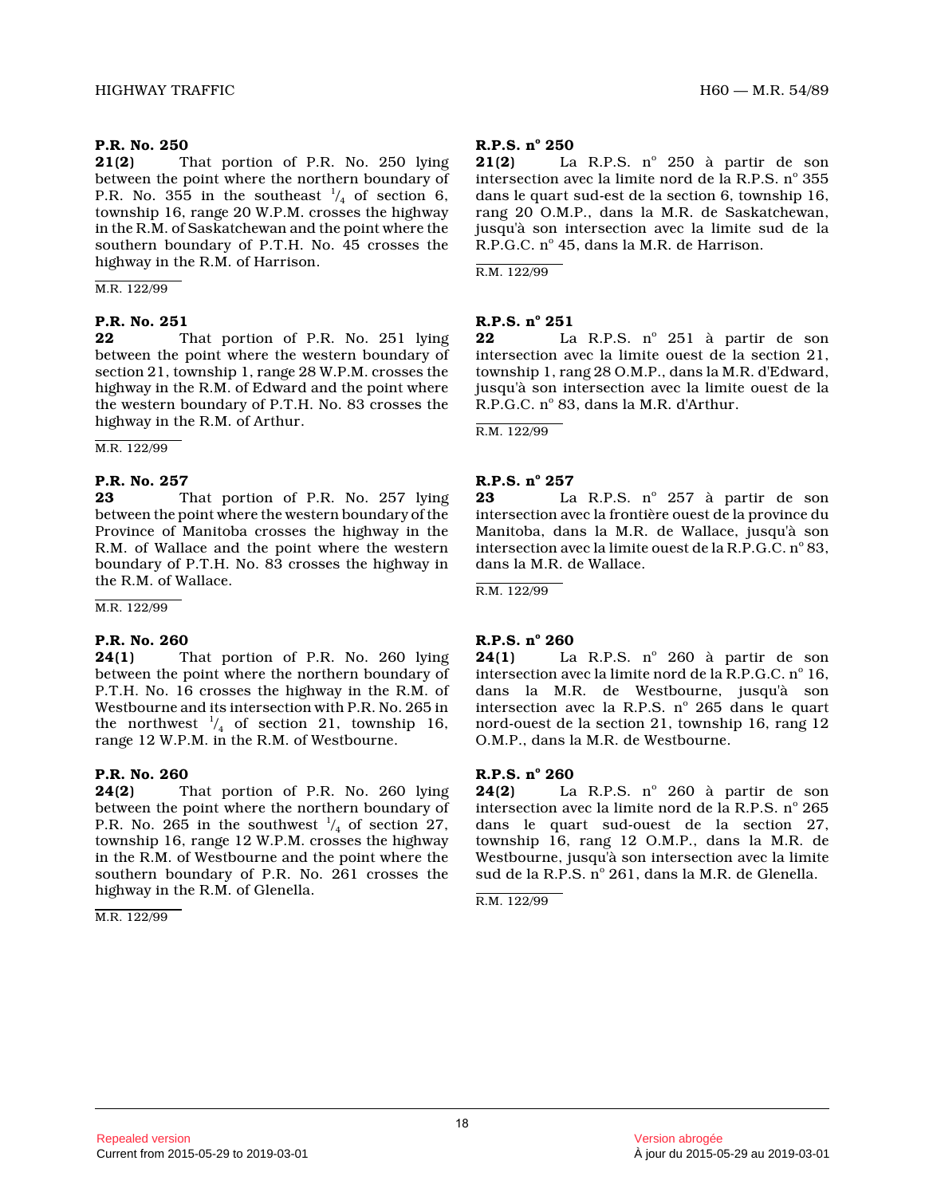**P.R. No. 250**

**21(2)** That portion of P.R. No. 250 lying between the point where the northern boundary of P.R. No. 355 in the southeast 1/4 of section 6, township 16, range 20 W.P.M. crosses the highway in the R.M. of Saskatchewan and the point where the southern boundary of P.T.H. No. 45 crosses the highway in the R.M. of Harrison.

M.R. 122/99

**P.R. No. 251**

**22** That portion of P.R. No. 251 lying between the point where the western boundary of section 21, township 1, range 28 W.P.M. crosses the highway in the R.M. of Edward and the point where the western boundary of P.T.H. No. 83 crosses the highway in the R.M. of Arthur.

M.R. 122/99

**P.R. No. 257**

**23** That portion of P.R. No. 257 lying between the point where the western boundary of the Province of Manitoba crosses the highway in the R.M. of Wallace and the point where the western boundary of P.T.H. No. 83 crosses the highway in the R.M. of Wallace.

M.R. 122/99

**P.R. No. 260**

**24(1)** That portion of P.R. No. 260 lying between the point where the northern boundary of P.T.H. No. 16 crosses the highway in the R.M. of Westbourne and its intersection with P.R. No. 265 in the northwest 1/4 of section 21, township 16, range 12 W.P.M. in the R.M. of Westbourne.

**P.R. No. 260**

**24(2)** That portion of P.R. No. 260 lying between the point where the northern boundary of P.R. No. 265 in the southwest 1/4 of section 27, township 16, range 12 W.P.M. crosses the highway in the R.M. of Westbourne and the point where the southern boundary of P.R. No. 261 crosses the highway in the R.M. of Glenella.

M.R. 122/99

**R.P.S. nº 250**

**21(2)** La R.P.S. nº 250 à partir de son intersection avec la limite nord de la R.P.S. nº 355 dans le quart sud-est de la section 6, township 16, rang 20 O.M.P., dans la M.R. de Saskatchewan, jusqu'à son intersection avec la limite sud de la R.P.G.C. nº 45, dans la M.R. de Harrison.

R.M. 122/99

**R.P.S. nº 251**

**22** La R.P.S. nº 251 à partir de son intersection avec la limite ouest de la section 21, township 1, rang 28 O.M.P., dans la M.R. d'Edward, jusqu'à son intersection avec la limite ouest de la R.P.G.C. nº 83, dans la M.R. d'Arthur.

R.M. 122/99

**R.P.S. nº 257**

**23** La R.P.S. nº 257 à partir de son intersection avec la frontière ouest de la province du Manitoba, dans la M.R. de Wallace, jusqu'à son intersection avec la limite ouest de la R.P.G.C. nº 83, dans la M.R. de Wallace.

R.M. 122/99

**R.P.S. nº 260**

**24(1)** La R.P.S. nº 260 à partir de son intersection avec la limite nord de la R.P.G.C. nº 16, dans la M.R. de Westbourne, jusqu'à son intersection avec la R.P.S. nº 265 dans le quart nord-ouest de la section 21, township 16, rang 12 O.M.P., dans la M.R. de Westbourne.

**R.P.S. nº 260**

**24(2)** La R.P.S. nº 260 à partir de son intersection avec la limite nord de la R.P.S. nº 265 dans le quart sud-ouest de la section 27, township 16, rang 12 O.M.P., dans la M.R. de Westbourne, jusqu'à son intersection avec la limite sud de la R.P.S. nº 261, dans la M.R. de Glenella.

R.M. 122/99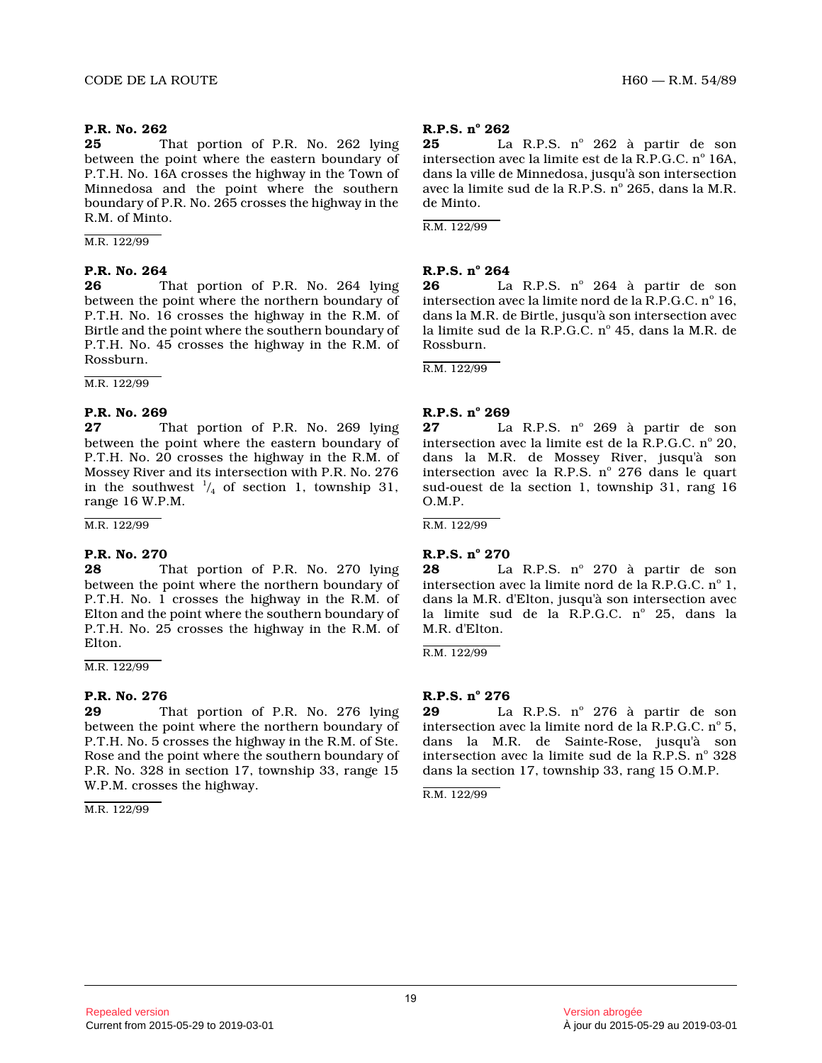### P.R. No. 262

**25** That portion of P.R. No. 262 lying between the point where the eastern boundary of P.T.H. No. 16A crosses the highway in the Town of Minnedosa and the point where the southern boundary of P.R. No. 265 crosses the highway in the R.M. of Minto.

M.R. 122/99

### P.R. No. 264

**26** That portion of P.R. No. 264 lying between the point where the northern boundary of P.T.H. No. 16 crosses the highway in the R.M. of Birtle and the point where the southern boundary of P.T.H. No. 45 crosses the highway in the R.M. of Rossburn.

M.R. 122/99

### P.R. No. 269

**27** That portion of P.R. No. 269 lying between the point where the eastern boundary of P.T.H. No. 20 crosses the highway in the R.M. of Mossey River and its intersection with P.R. No. 276 in the southwest $^{1}/_{4}$ of section 1, township 31, range 16 W.P.M.

M.R. 122/99

### P.R. No. 270

**28** That portion of P.R. No. 270 lying between the point where the northern boundary of P.T.H. No. 1 crosses the highway in the R.M. of Elton and the point where the southern boundary of P.T.H. No. 25 crosses the highway in the R.M. of Elton.

M.R. 122/99

### P.R. No. 276

**29** That portion of P.R. No. 276 lying between the point where the northern boundary of P.T.H. No. 5 crosses the highway in the R.M. of Ste. Rose and the point where the southern boundary of P.R. No. 328 in section 17, township 33, range 15 W.P.M. crosses the highway.

M.R. 122/99

### R.P.S. nº 262

**25** La R.P.S. nº 262 à partir de son intersection avec la limite est de la R.P.G.C. nº 16A, dans la ville de Minnedosa, jusqu'à son intersection avec la limite sud de la R.P.S. nº 265, dans la M.R. de Minto.

R.M. 122/99

### R.P.S. nº 264

**26** La R.P.S. nº 264 à partir de son intersection avec la limite nord de la R.P.G.C. nº 16, dans la M.R. de Birtle, jusqu'à son intersection avec la limite sud de la R.P.G.C. nº 45, dans la M.R. de Rossburn.

R.M. 122/99

### R.P.S. nº 269

**27** La R.P.S. nº 269 à partir de son intersection avec la limite est de la R.P.G.C. nº 20, dans la M.R. de Mossey River, jusqu'à son intersection avec la R.P.S. nº 276 dans le quart sud-ouest de la section 1, township 31, rang 16 O.M.P.

R.M. 122/99

### R.P.S. nº 270

**28** La R.P.S. nº 270 à partir de son intersection avec la limite nord de la R.P.G.C. nº 1, dans la M.R. d'Elton, jusqu'à son intersection avec la limite sud de la R.P.G.C. nº 25, dans la M.R. d'Elton.

R.M. 122/99

### R.P.S. nº 276

**29** La R.P.S. nº 276 à partir de son intersection avec la limite nord de la R.P.G.C. nº 5, dans la M.R. de Sainte-Rose, jusqu'à son intersection avec la limite sud de la R.P.S. nº 328 dans la section 17, township 33, rang 15 O.M.P.

R.M. 122/99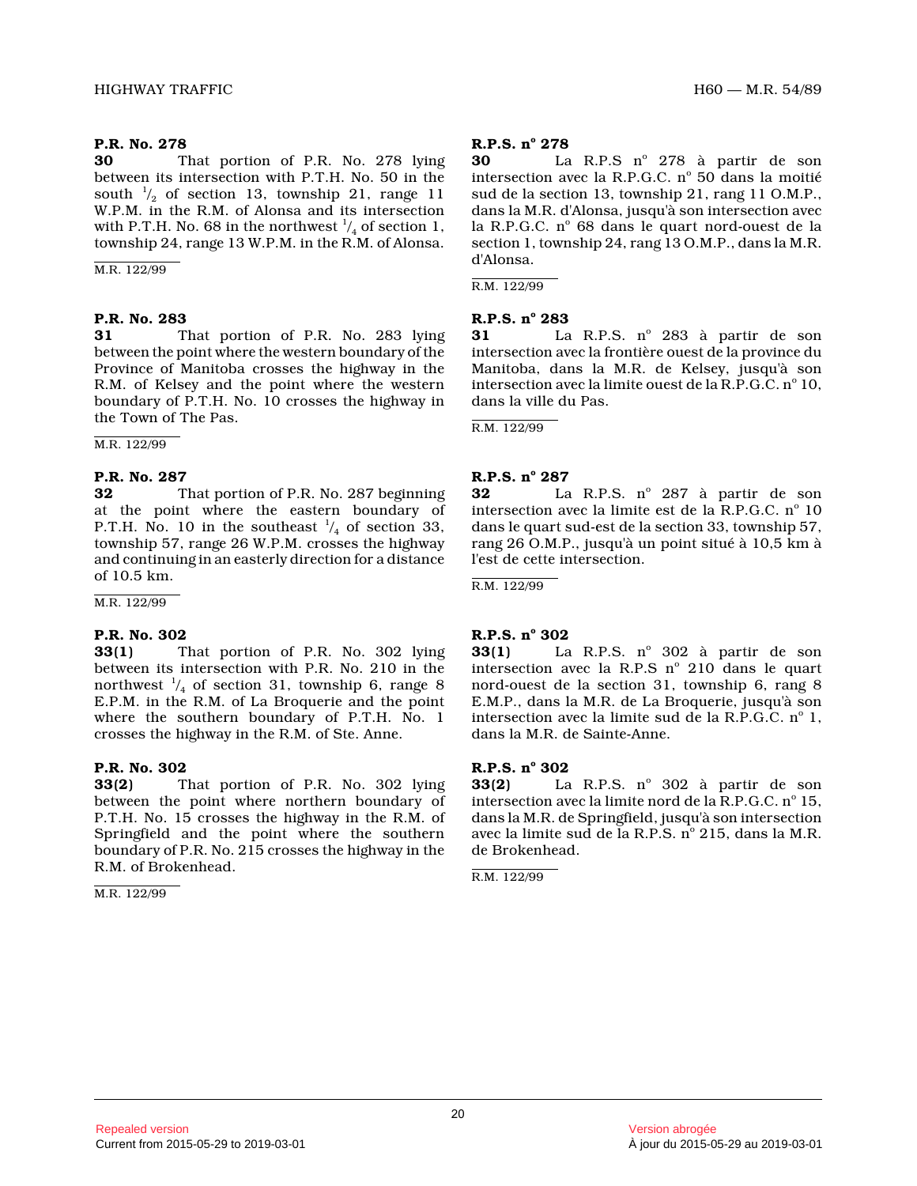**P.R. No. 278**

**30** That portion of P.R. No. 278 lying between its intersection with P.T.H. No. 50 in the south $^1/_2$ of section 13, township 21, range 11 W.P.M. in the R.M. of Alonsa and its intersection with P.T.H. No. 68 in the northwest $^1/_4$ of section 1, township 24, range 13 W.P.M. in the R.M. of Alonsa.

M.R. 122/99

**P.R. No. 283**

**31** That portion of P.R. No. 283 lying between the point where the western boundary of the Province of Manitoba crosses the highway in the R.M. of Kelsey and the point where the western boundary of P.T.H. No. 10 crosses the highway in the Town of The Pas.

M.R. 122/99

**P.R. No. 287**

**32** That portion of P.R. No. 287 beginning at the point where the eastern boundary of P.T.H. No. 10 in the southeast $^1/_4$ of section 33, township 57, range 26 W.P.M. crosses the highway and continuing in an easterly direction for a distance of 10.5 km.

M.R. 122/99

**P.R. No. 302**

**33(1)** That portion of P.R. No. 302 lying between its intersection with P.R. No. 210 in the northwest $^1/_4$ of section 31, township 6, range 8 E.P.M. in the R.M. of La Broquerie and the point where the southern boundary of P.T.H. No. 1 crosses the highway in the R.M. of Ste. Anne.

**P.R. No. 302**

**33(2)** That portion of P.R. No. 302 lying between the point where northern boundary of P.T.H. No. 15 crosses the highway in the R.M. of Springfield and the point where the southern boundary of P.R. No. 215 crosses the highway in the R.M. of Brokenhead.

M.R. 122/99

**R.P.S. n° 278**

**30** La R.P.S n° 278 à partir de son intersection avec la R.P.G.C. n° 50 dans la moitié sud de la section 13, township 21, rang 11 O.M.P., dans la M.R. d'Alonsa, jusqu'à son intersection avec la R.P.G.C. n° 68 dans le quart nord-ouest de la section 1, township 24, rang 13 O.M.P., dans la M.R. d'Alonsa.

R.M. 122/99

**R.P.S. n° 283**

**31** La R.P.S. n° 283 à partir de son intersection avec la frontière ouest de la province du Manitoba, dans la M.R. de Kelsey, jusqu'à son intersection avec la limite ouest de la R.P.G.C. n° 10, dans la ville du Pas.

R.M. 122/99

**R.P.S. n° 287**

**32** La R.P.S. n° 287 à partir de son intersection avec la limite est de la R.P.G.C. n° 10 dans le quart sud-est de la section 33, township 57, rang 26 O.M.P., jusqu'à un point situé à 10,5 km à l'est de cette intersection.

R.M. 122/99

**R.P.S. n° 302**

**33(1)** La R.P.S. n° 302 à partir de son intersection avec la R.P.S n° 210 dans le quart nord-ouest de la section 31, township 6, rang 8 E.M.P., dans la M.R. de La Broquerie, jusqu'à son intersection avec la limite sud de la R.P.G.C. n° 1, dans la M.R. de Sainte-Anne.

**R.P.S. n° 302**

**33(2)** La R.P.S. n° 302 à partir de son intersection avec la limite nord de la R.P.G.C. n° 15, dans la M.R. de Springfield, jusqu'à son intersection avec la limite sud de la R.P.S. n° 215, dans la M.R. de Brokenhead.

R.M. 122/99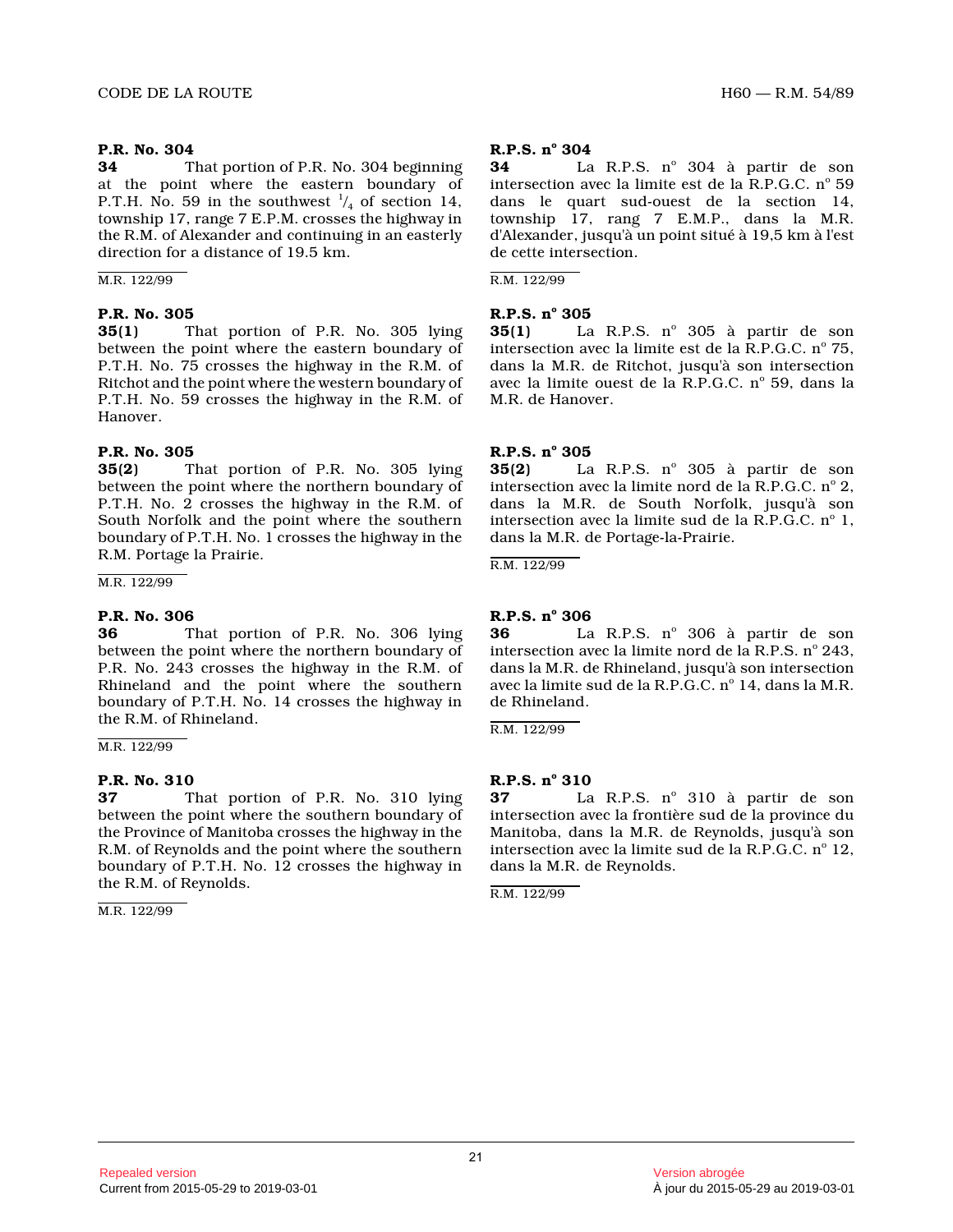**P.R. No. 304**

**34** That portion of P.R. No. 304 beginning at the point where the eastern boundary of P.T.H. No. 59 in the southwest $^{1}/_{4}$ of section 14, township 17, range 7 E.P.M. crosses the highway in the R.M. of Alexander and continuing in an easterly direction for a distance of 19.5 km.

M.R. 122/99

**P.R. No. 305**

**35(1)** That portion of P.R. No. 305 lying between the point where the eastern boundary of P.T.H. No. 75 crosses the highway in the R.M. of Ritchot and the point where the western boundary of P.T.H. No. 59 crosses the highway in the R.M. of Hanover.

**P.R. No. 305**

**35(2)** That portion of P.R. No. 305 lying between the point where the northern boundary of P.T.H. No. 2 crosses the highway in the R.M. of South Norfolk and the point where the southern boundary of P.T.H. No. 1 crosses the highway in the R.M. Portage la Prairie.

M.R. 122/99

**P.R. No. 306**

**36** That portion of P.R. No. 306 lying between the point where the northern boundary of P.R. No. 243 crosses the highway in the R.M. of Rhineland and the point where the southern boundary of P.T.H. No. 14 crosses the highway in the R.M. of Rhineland.

M.R. 122/99

**P.R. No. 310**

**37** That portion of P.R. No. 310 lying between the point where the southern boundary of the Province of Manitoba crosses the highway in the R.M. of Reynolds and the point where the southern boundary of P.T.H. No. 12 crosses the highway in the R.M. of Reynolds.

M.R. 122/99

**R.P.S. nº 304**

**34** La R.P.S. nº 304 à partir de son intersection avec la limite est de la R.P.G.C. nº 59 dans le quart sud-ouest de la section 14, township 17, rang 7 E.M.P., dans la M.R. d'Alexander, jusqu'à un point situé à 19,5 km à l'est de cette intersection.

R.M. 122/99

**R.P.S. nº 305**

**35(1)** La R.P.S. nº 305 à partir de son intersection avec la limite est de la R.P.G.C. nº 75, dans la M.R. de Ritchot, jusqu'à son intersection avec la limite ouest de la R.P.G.C. nº 59, dans la M.R. de Hanover.

**R.P.S. nº 305**

**35(2)** La R.P.S. nº 305 à partir de son intersection avec la limite nord de la R.P.G.C. nº 2, dans la M.R. de South Norfolk, jusqu'à son intersection avec la limite sud de la R.P.G.C. nº 1, dans la M.R. de Portage-la-Prairie.

R.M. 122/99

**R.P.S. nº 306**

**36** La R.P.S. nº 306 à partir de son intersection avec la limite nord de la R.P.S. nº 243, dans la M.R. de Rhineland, jusqu'à son intersection avec la limite sud de la R.P.G.C. nº 14, dans la M.R. de Rhineland.

R.M. 122/99

**R.P.S. nº 310**

**37** La R.P.S. nº 310 à partir de son intersection avec la frontière sud de la province du Manitoba, dans la M.R. de Reynolds, jusqu'à son intersection avec la limite sud de la R.P.G.C. nº 12, dans la M.R. de Reynolds.

R.M. 122/99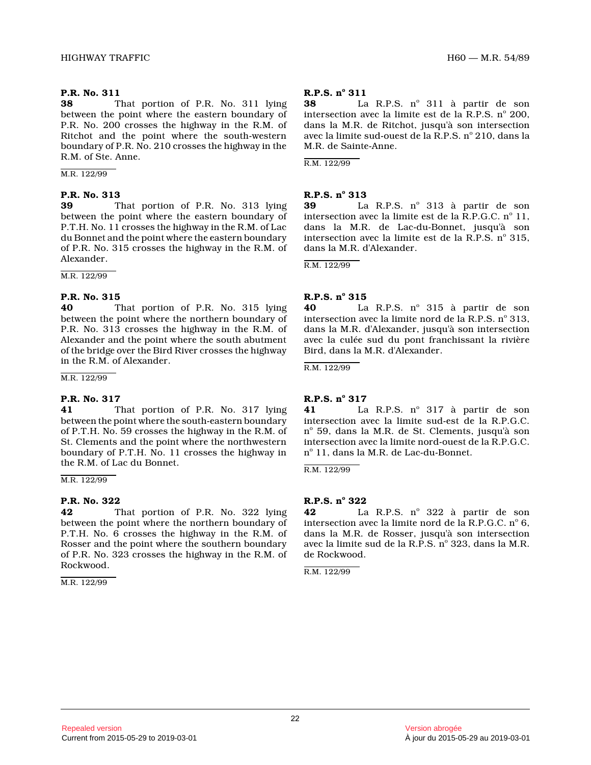**P.R. No. 311**

**38** That portion of P.R. No. 311 lying between the point where the eastern boundary of P.R. No. 200 crosses the highway in the R.M. of Ritchot and the point where the south-western boundary of P.R. No. 210 crosses the highway in the R.M. of Ste. Anne.

M.R. 122/99

**P.R. No. 313**

**39** That portion of P.R. No. 313 lying between the point where the eastern boundary of P.T.H. No. 11 crosses the highway in the R.M. of Lac du Bonnet and the point where the eastern boundary of P.R. No. 315 crosses the highway in the R.M. of Alexander.

M.R. 122/99

**P.R. No. 315**

**40** That portion of P.R. No. 315 lying between the point where the northern boundary of P.R. No. 313 crosses the highway in the R.M. of Alexander and the point where the south abutment of the bridge over the Bird River crosses the highway in the R.M. of Alexander.

M.R. 122/99

**P.R. No. 317**

**41** That portion of P.R. No. 317 lying between the point where the south-eastern boundary of P.T.H. No. 59 crosses the highway in the R.M. of St. Clements and the point where the northwestern boundary of P.T.H. No. 11 crosses the highway in the R.M. of Lac du Bonnet.

M.R. 122/99

**P.R. No. 322**

**42** That portion of P.R. No. 322 lying between the point where the northern boundary of P.T.H. No. 6 crosses the highway in the R.M. of Rosser and the point where the southern boundary of P.R. No. 323 crosses the highway in the R.M. of Rockwood.

M.R. 122/99

**R.P.S. nº 311**

**38** La R.P.S. nº 311 à partir de son intersection avec la limite est de la R.P.S. nº 200, dans la M.R. de Ritchot, jusqu'à son intersection avec la limite sud-ouest de la R.P.S. nº 210, dans la M.R. de Sainte-Anne.

R.M. 122/99

**R.P.S. nº 313**

**39** La R.P.S. nº 313 à partir de son intersection avec la limite est de la R.P.G.C. nº 11, dans la M.R. de Lac-du-Bonnet, jusqu'à son intersection avec la limite est de la R.P.S. nº 315, dans la M.R. d'Alexander.

R.M. 122/99

**R.P.S. nº 315**

**40** La R.P.S. nº 315 à partir de son intersection avec la limite nord de la R.P.S. nº 313, dans la M.R. d'Alexander, jusqu'à son intersection avec la culée sud du pont franchissant la rivière Bird, dans la M.R. d'Alexander.

R.M. 122/99

**R.P.S. nº 317**

**41** La R.P.S. nº 317 à partir de son intersection avec la limite sud-est de la R.P.G.C. nº 59, dans la M.R. de St. Clements, jusqu'à son intersection avec la limite nord-ouest de la R.P.G.C. nº 11, dans la M.R. de Lac-du-Bonnet.

R.M. 122/99

**R.P.S. nº 322**

**42** La R.P.S. nº 322 à partir de son intersection avec la limite nord de la R.P.G.C. nº 6, dans la M.R. de Rosser, jusqu'à son intersection avec la limite sud de la R.P.S. nº 323, dans la M.R. de Rockwood.

R.M. 122/99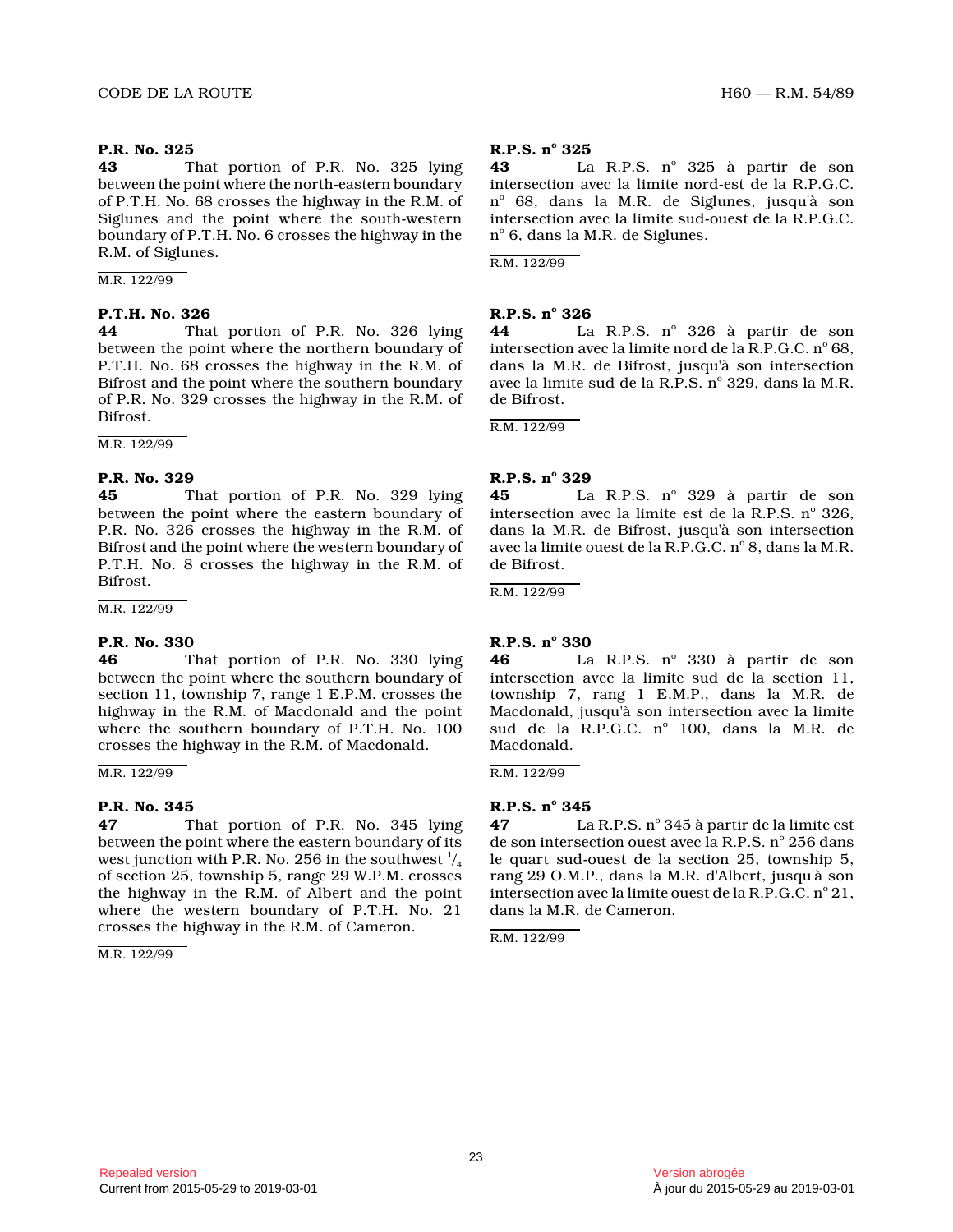**P.R. No. 325**

**43** That portion of P.R. No. 325 lying between the point where the north-eastern boundary of P.T.H. No. 68 crosses the highway in the R.M. of Siglunes and the point where the south-western boundary of P.T.H. No. 6 crosses the highway in the R.M. of Siglunes.

M.R. 122/99

**R.P.S. n° 325**

**43** La R.P.S. n° 325 à partir de son intersection avec la limite nord-est de la R.P.G.C. n° 68, dans la M.R. de Siglunes, jusqu'à son intersection avec la limite sud-ouest de la R.P.G.C. n° 6, dans la M.R. de Siglunes.

R.M. 122/99

**P.T.H. No. 326**

**44** That portion of P.R. No. 326 lying between the point where the northern boundary of P.T.H. No. 68 crosses the highway in the R.M. of Bifrost and the point where the southern boundary of P.R. No. 329 crosses the highway in the R.M. of Bifrost.

M.R. 122/99

**R.P.S. n° 326**

**44** La R.P.S. n° 326 à partir de son intersection avec la limite nord de la R.P.G.C. n° 68, dans la M.R. de Bifrost, jusqu'à son intersection avec la limite sud de la R.P.S. n° 329, dans la M.R. de Bifrost.

R.M. 122/99

**P.R. No. 329**

**45** That portion of P.R. No. 329 lying between the point where the eastern boundary of P.R. No. 326 crosses the highway in the R.M. of Bifrost and the point where the western boundary of P.T.H. No. 8 crosses the highway in the R.M. of Bifrost.

M.R. 122/99

**R.P.S. n° 329**

**45** La R.P.S. n° 329 à partir de son intersection avec la limite est de la R.P.S. n° 326, dans la M.R. de Bifrost, jusqu'à son intersection avec la limite ouest de la R.P.G.C. n° 8, dans la M.R. de Bifrost.

R.M. 122/99

**P.R. No. 330**

**46** That portion of P.R. No. 330 lying between the point where the southern boundary of section 11, township 7, range 1 E.P.M. crosses the highway in the R.M. of Macdonald and the point where the southern boundary of P.T.H. No. 100 crosses the highway in the R.M. of Macdonald.

M.R. 122/99

**R.P.S. n° 330**

**46** La R.P.S. n° 330 à partir de son intersection avec la limite sud de la section 11, township 7, rang 1 E.M.P., dans la M.R. de Macdonald, jusqu'à son intersection avec la limite sud de la R.P.G.C. n° 100, dans la M.R. de Macdonald.

R.M. 122/99

**P.R. No. 345**

**47** That portion of P.R. No. 345 lying between the point where the eastern boundary of its west junction with P.R. No. 256 in the southwest 1/4 of section 25, township 5, range 29 W.P.M. crosses the highway in the R.M. of Albert and the point where the western boundary of P.T.H. No. 21 crosses the highway in the R.M. of Cameron.

M.R. 122/99

**R.P.S. n° 345**

**47** La R.P.S. n° 345 à partir de la limite est de son intersection ouest avec la R.P.S. n° 256 dans le quart sud-ouest de la section 25, township 5, rang 29 O.M.P., dans la M.R. d'Albert, jusqu'à son intersection avec la limite ouest de la R.P.G.C. n° 21, dans la M.R. de Cameron.

R.M. 122/99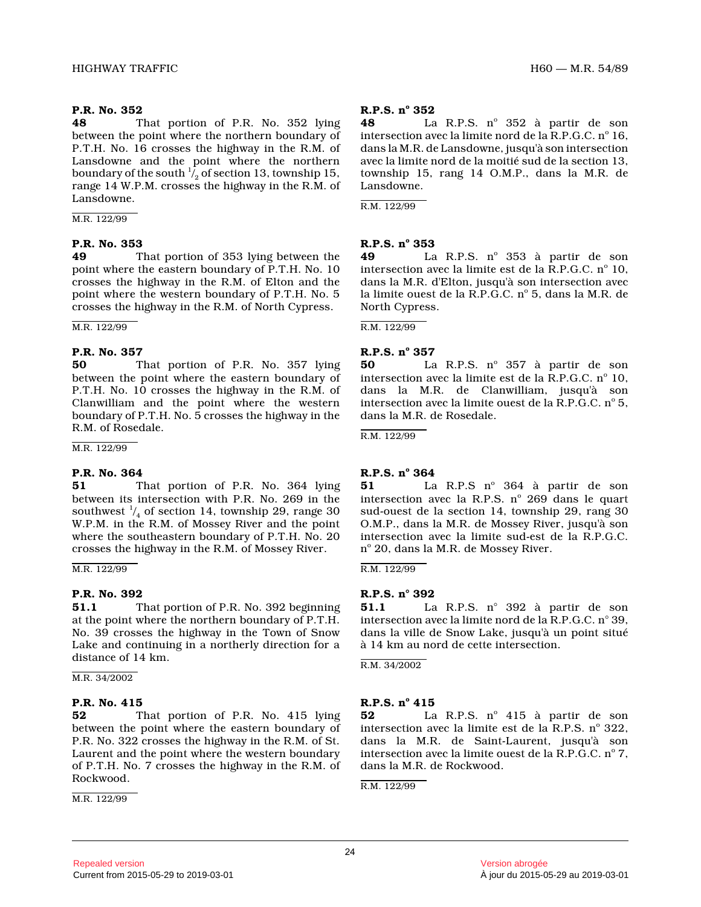**P.R. No. 352**

**48** That portion of P.R. No. 352 lying between the point where the northern boundary of P.T.H. No. 16 crosses the highway in the R.M. of Lansdowne and the point where the northern boundary of the south $^{1}/_{2}$ of section 13, township 15, range 14 W.P.M. crosses the highway in the R.M. of Lansdowne.

M.R. 122/99

**P.R. No. 353**

**49** That portion of 353 lying between the point where the eastern boundary of P.T.H. No. 10 crosses the highway in the R.M. of Elton and the point where the western boundary of P.T.H. No. 5 crosses the highway in the R.M. of North Cypress.

M.R. 122/99

**P.R. No. 357**

**50** That portion of P.R. No. 357 lying between the point where the eastern boundary of P.T.H. No. 10 crosses the highway in the R.M. of Clanwilliam and the point where the western boundary of P.T.H. No. 5 crosses the highway in the R.M. of Rosedale.

M.R. 122/99

**P.R. No. 364**

**51** That portion of P.R. No. 364 lying between its intersection with P.R. No. 269 in the southwest $^{1}/_{4}$ of section 14, township 29, range 30 W.P.M. in the R.M. of Mossey River and the point where the southeastern boundary of P.T.H. No. 20 crosses the highway in the R.M. of Mossey River.

M.R. 122/99

**P.R. No. 392**

**51.1** That portion of P.R. No. 392 beginning at the point where the northern boundary of P.T.H. No. 39 crosses the highway in the Town of Snow Lake and continuing in a northerly direction for a distance of 14 km.

M.R. 34/2002

**P.R. No. 415**

**52** That portion of P.R. No. 415 lying between the point where the eastern boundary of P.R. No. 322 crosses the highway in the R.M. of St. Laurent and the point where the western boundary of P.T.H. No. 7 crosses the highway in the R.M. of Rockwood.

M.R. 122/99

**R.P.S. n° 352**

**48** La R.P.S. n° 352 à partir de son intersection avec la limite nord de la R.P.G.C. n° 16, dans la M.R. de Lansdowne, jusqu'à son intersection avec la limite nord de la moitié sud de la section 13, township 15, rang 14 O.M.P., dans la M.R. de Lansdowne.

R.M. 122/99

**R.P.S. n° 353**

**49** La R.P.S. n° 353 à partir de son intersection avec la limite est de la R.P.G.C. n° 10, dans la M.R. d'Elton, jusqu'à son intersection avec la limite ouest de la R.P.G.C. n° 5, dans la M.R. de North Cypress.

R.M. 122/99

**R.P.S. n° 357**

**50** La R.P.S. n° 357 à partir de son intersection avec la limite est de la R.P.G.C. n° 10, dans la M.R. de Clanwilliam, jusqu'à son intersection avec la limite ouest de la R.P.G.C. n° 5, dans la M.R. de Rosedale.

R.M. 122/99

**R.P.S. n° 364**

**51** La R.P.S n° 364 à partir de son intersection avec la R.P.S. n° 269 dans le quart sud-ouest de la section 14, township 29, rang 30 O.M.P., dans la M.R. de Mossey River, jusqu'à son intersection avec la limite sud-est de la R.P.G.C. n° 20, dans la M.R. de Mossey River.

R.M. 122/99

**R.P.S. n° 392**

**51.1** La R.P.S. n° 392 à partir de son intersection avec la limite nord de la R.P.G.C. n° 39, dans la ville de Snow Lake, jusqu'à un point situé à 14 km au nord de cette intersection.

R.M. 34/2002

**R.P.S. n° 415**

**52** La R.P.S. n° 415 à partir de son intersection avec la limite est de la R.P.S. n° 322, dans la M.R. de Saint-Laurent, jusqu'à son intersection avec la limite ouest de la R.P.G.C. n° 7, dans la M.R. de Rockwood.

R.M. 122/99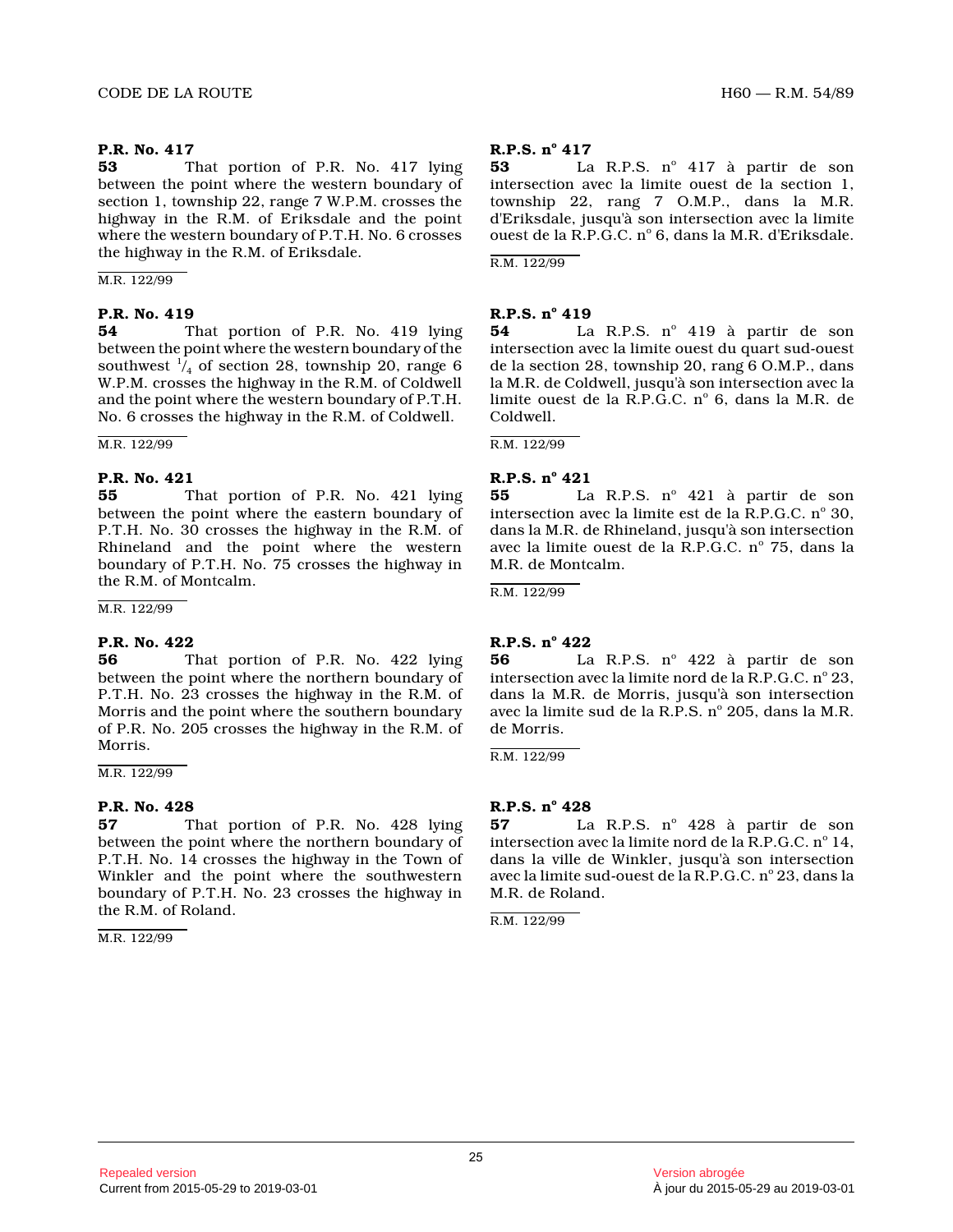**P.R. No. 417**

**53** That portion of P.R. No. 417 lying between the point where the western boundary of section 1, township 22, range 7 W.P.M. crosses the highway in the R.M. of Eriksdale and the point where the western boundary of P.T.H. No. 6 crosses the highway in the R.M. of Eriksdale.

M.R. 122/99

**R.P.S. nº 417**

**53** La R.P.S. nº 417 à partir de son intersection avec la limite ouest de la section 1, township 22, rang 7 O.M.P., dans la M.R. d'Eriksdale, jusqu'à son intersection avec la limite ouest de la R.P.G.C. nº 6, dans la M.R. d'Eriksdale.

R.M. 122/99

**P.R. No. 419**

**54** That portion of P.R. No. 419 lying between the point where the western boundary of the southwest 1/4 of section 28, township 20, range 6 W.P.M. crosses the highway in the R.M. of Coldwell and the point where the western boundary of P.T.H. No. 6 crosses the highway in the R.M. of Coldwell.

M.R. 122/99

**R.P.S. nº 419**

**54** La R.P.S. nº 419 à partir de son intersection avec la limite ouest du quart sud-ouest de la section 28, township 20, rang 6 O.M.P., dans la M.R. de Coldwell, jusqu'à son intersection avec la limite ouest de la R.P.G.C. nº 6, dans la M.R. de Coldwell.

R.M. 122/99

**P.R. No. 421**

**55** That portion of P.R. No. 421 lying between the point where the eastern boundary of P.T.H. No. 30 crosses the highway in the R.M. of Rhineland and the point where the western boundary of P.T.H. No. 75 crosses the highway in the R.M. of Montcalm.

M.R. 122/99

**R.P.S. nº 421**

**55** La R.P.S. nº 421 à partir de son intersection avec la limite est de la R.P.G.C. nº 30, dans la M.R. de Rhineland, jusqu'à son intersection avec la limite ouest de la R.P.G.C. nº 75, dans la M.R. de Montcalm.

R.M. 122/99

**P.R. No. 422**

**56** That portion of P.R. No. 422 lying between the point where the northern boundary of P.T.H. No. 23 crosses the highway in the R.M. of Morris and the point where the southern boundary of P.R. No. 205 crosses the highway in the R.M. of Morris.

M.R. 122/99

**R.P.S. nº 422**

**56** La R.P.S. nº 422 à partir de son intersection avec la limite nord de la R.P.G.C. nº 23, dans la M.R. de Morris, jusqu'à son intersection avec la limite sud de la R.P.S. nº 205, dans la M.R. de Morris.

R.M. 122/99

**P.R. No. 428**

**57** That portion of P.R. No. 428 lying between the point where the northern boundary of P.T.H. No. 14 crosses the highway in the Town of Winkler and the point where the southwestern boundary of P.T.H. No. 23 crosses the highway in the R.M. of Roland.

M.R. 122/99

**R.P.S. nº 428**

**57** La R.P.S. nº 428 à partir de son intersection avec la limite nord de la R.P.G.C. nº 14, dans la ville de Winkler, jusqu'à son intersection avec la limite sud-ouest de la R.P.G.C. nº 23, dans la M.R. de Roland.

R.M. 122/99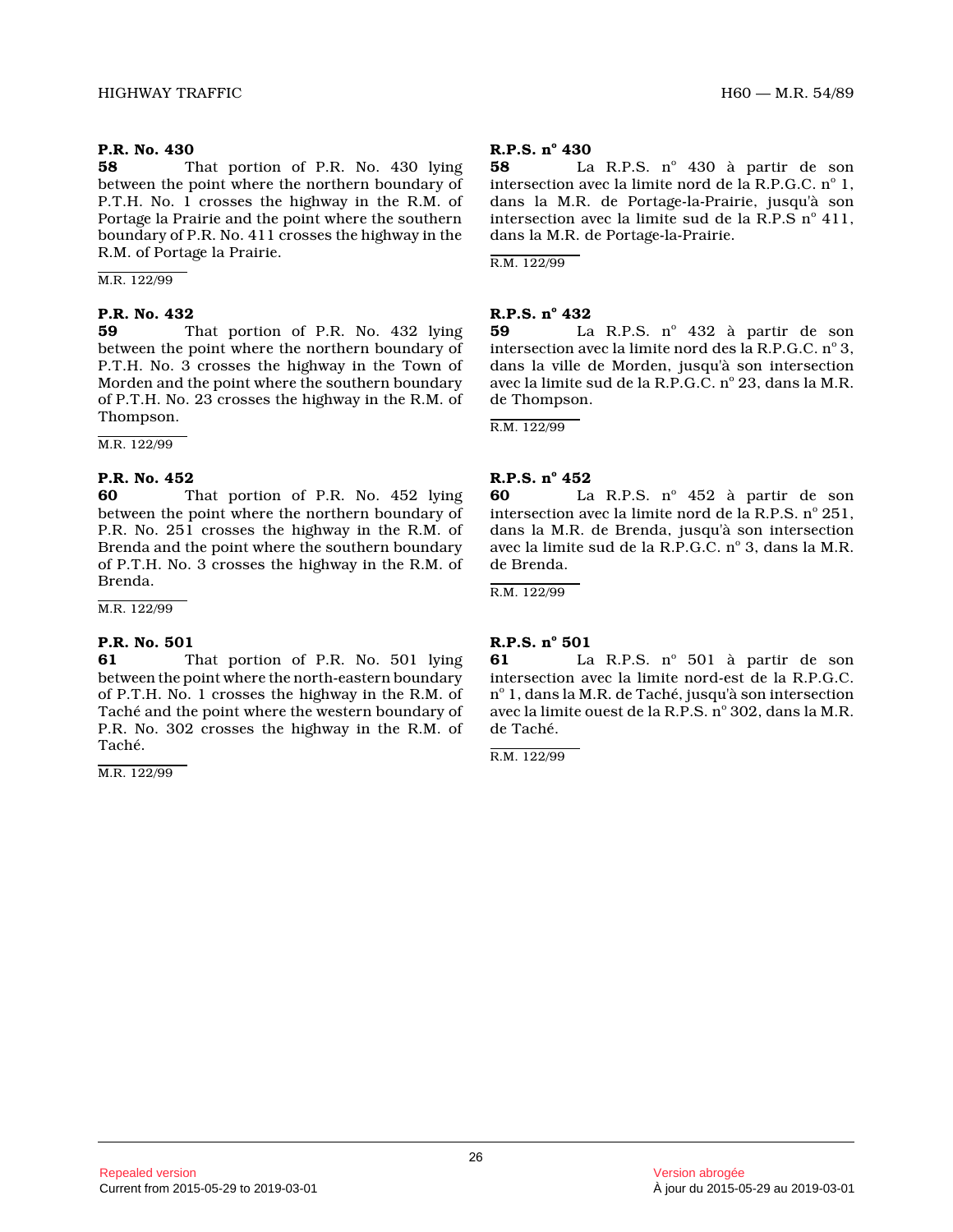**P.R. No. 430**

**58** That portion of P.R. No. 430 lying between the point where the northern boundary of P.T.H. No. 1 crosses the highway in the R.M. of Portage la Prairie and the point where the southern boundary of P.R. No. 411 crosses the highway in the R.M. of Portage la Prairie.

M.R. 122/99

**R.P.S. nº 430**

**58** La R.P.S. nº 430 à partir de son intersection avec la limite nord de la R.P.G.C. nº 1, dans la M.R. de Portage-la-Prairie, jusqu'à son intersection avec la limite sud de la R.P.S nº 411, dans la M.R. de Portage-la-Prairie.

R.M. 122/99

**P.R. No. 432**

**59** That portion of P.R. No. 432 lying between the point where the northern boundary of P.T.H. No. 3 crosses the highway in the Town of Morden and the point where the southern boundary of P.T.H. No. 23 crosses the highway in the R.M. of Thompson.

M.R. 122/99

**R.P.S. nº 432**

**59** La R.P.S. nº 432 à partir de son intersection avec la limite nord des la R.P.G.C. nº 3, dans la ville de Morden, jusqu'à son intersection avec la limite sud de la R.P.G.C. nº 23, dans la M.R. de Thompson.

R.M. 122/99

**P.R. No. 452**

**60** That portion of P.R. No. 452 lying between the point where the northern boundary of P.R. No. 251 crosses the highway in the R.M. of Brenda and the point where the southern boundary of P.T.H. No. 3 crosses the highway in the R.M. of Brenda.

M.R. 122/99

**R.P.S. nº 452**

**60** La R.P.S. nº 452 à partir de son intersection avec la limite nord de la R.P.S. nº 251, dans la M.R. de Brenda, jusqu'à son intersection avec la limite sud de la R.P.G.C. nº 3, dans la M.R. de Brenda.

R.M. 122/99

**P.R. No. 501**

**61** That portion of P.R. No. 501 lying between the point where the north-eastern boundary of P.T.H. No. 1 crosses the highway in the R.M. of Taché and the point where the western boundary of P.R. No. 302 crosses the highway in the R.M. of Taché.

M.R. 122/99

**R.P.S. nº 501**

**61** La R.P.S. nº 501 à partir de son intersection avec la limite nord-est de la R.P.G.C. nº 1, dans la M.R. de Taché, jusqu'à son intersection avec la limite ouest de la R.P.S. nº 302, dans la M.R. de Taché.

R.M. 122/99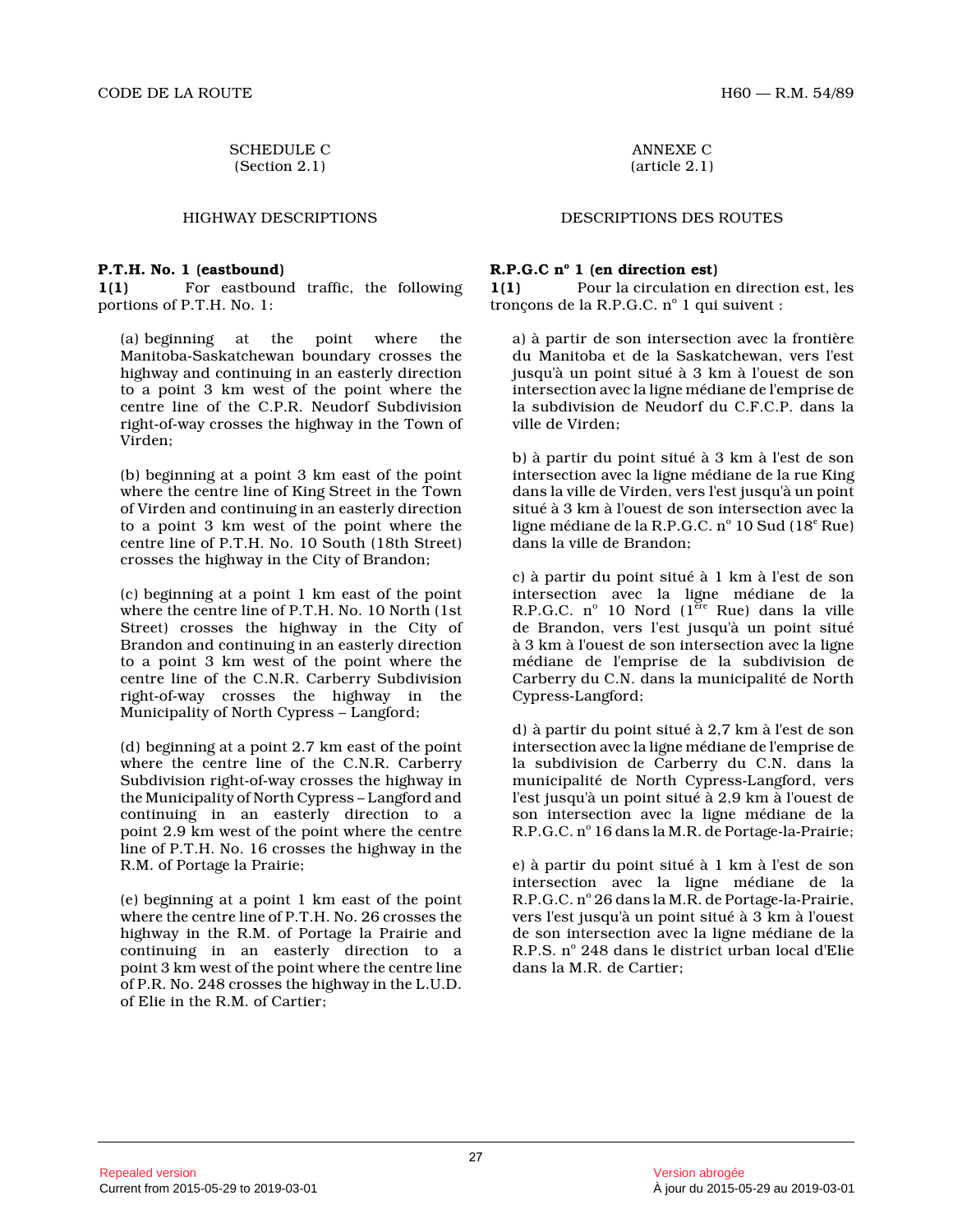SCHEDULE C
(Section 2.1)

HIGHWAY DESCRIPTIONS

**P.T.H. No. 1 (eastbound)**

**1(1)** For eastbound traffic, the following portions of P.T.H. No. 1:

(a) beginning at the point where the Manitoba-Saskatchewan boundary crosses the highway and continuing in an easterly direction to a point 3 km west of the point where the centre line of the C.P.R. Neudorf Subdivision right-of-way crosses the highway in the Town of Virden;

(b) beginning at a point 3 km east of the point where the centre line of King Street in the Town of Virden and continuing in an easterly direction to a point 3 km west of the point where the centre line of P.T.H. No. 10 South (18th Street) crosses the highway in the City of Brandon;

(c) beginning at a point 1 km east of the point where the centre line of P.T.H. No. 10 North (1st Street) crosses the highway in the City of Brandon and continuing in an easterly direction to a point 3 km west of the point where the centre line of the C.N.R. Carberry Subdivision right-of-way crosses the highway in the Municipality of North Cypress – Langford;

(d) beginning at a point 2.7 km east of the point where the centre line of the C.N.R. Carberry Subdivision right-of-way crosses the highway in the Municipality of North Cypress – Langford and continuing in an easterly direction to a point 2.9 km west of the point where the centre line of P.T.H. No. 16 crosses the highway in the R.M. of Portage la Prairie;

(e) beginning at a point 1 km east of the point where the centre line of P.T.H. No. 26 crosses the highway in the R.M. of Portage la Prairie and continuing in an easterly direction to a point 3 km west of the point where the centre line of P.R. No. 248 crosses the highway in the L.U.D. of Elie in the R.M. of Cartier;

ANNEXE C
(article 2.1)

DESCRIPTIONS DES ROUTES

**R.P.G.C nº 1 (en direction est)**

**1(1)** Pour la circulation en direction est, les tronçons de la R.P.G.C. nº 1 qui suivent :

a) à partir de son intersection avec la frontière du Manitoba et de la Saskatchewan, vers l'est jusqu'à un point situé à 3 km à l'ouest de son intersection avec la ligne médiane de l'emprise de la subdivision de Neudorf du C.F.C.P. dans la ville de Virden;

b) à partir du point situé à 3 km à l'est de son intersection avec la ligne médiane de la rue King dans la ville de Virden, vers l'est jusqu'à un point situé à 3 km à l'ouest de son intersection avec la ligne médiane de la R.P.G.C. nº 10 Sud (18e Rue) dans la ville de Brandon;

c) à partir du point situé à 1 km à l'est de son intersection avec la ligne médiane de la R.P.G.C. nº 10 Nord (1ère Rue) dans la ville de Brandon, vers l'est jusqu'à un point situé à 3 km à l'ouest de son intersection avec la ligne médiane de l'emprise de la subdivision de Carberry du C.N. dans la municipalité de North Cypress-Langford;

d) à partir du point situé à 2,7 km à l'est de son intersection avec la ligne médiane de l'emprise de la subdivision de Carberry du C.N. dans la municipalité de North Cypress-Langford, vers l'est jusqu'à un point situé à 2,9 km à l'ouest de son intersection avec la ligne médiane de la R.P.G.C. nº 16 dans la M.R. de Portage-la-Prairie;

e) à partir du point situé à 1 km à l'est de son intersection avec la ligne médiane de la R.P.G.C. nº 26 dans la M.R. de Portage-la-Prairie, vers l'est jusqu'à un point situé à 3 km à l'ouest de son intersection avec la ligne médiane de la R.P.S. nº 248 dans le district urban local d'Elie dans la M.R. de Cartier;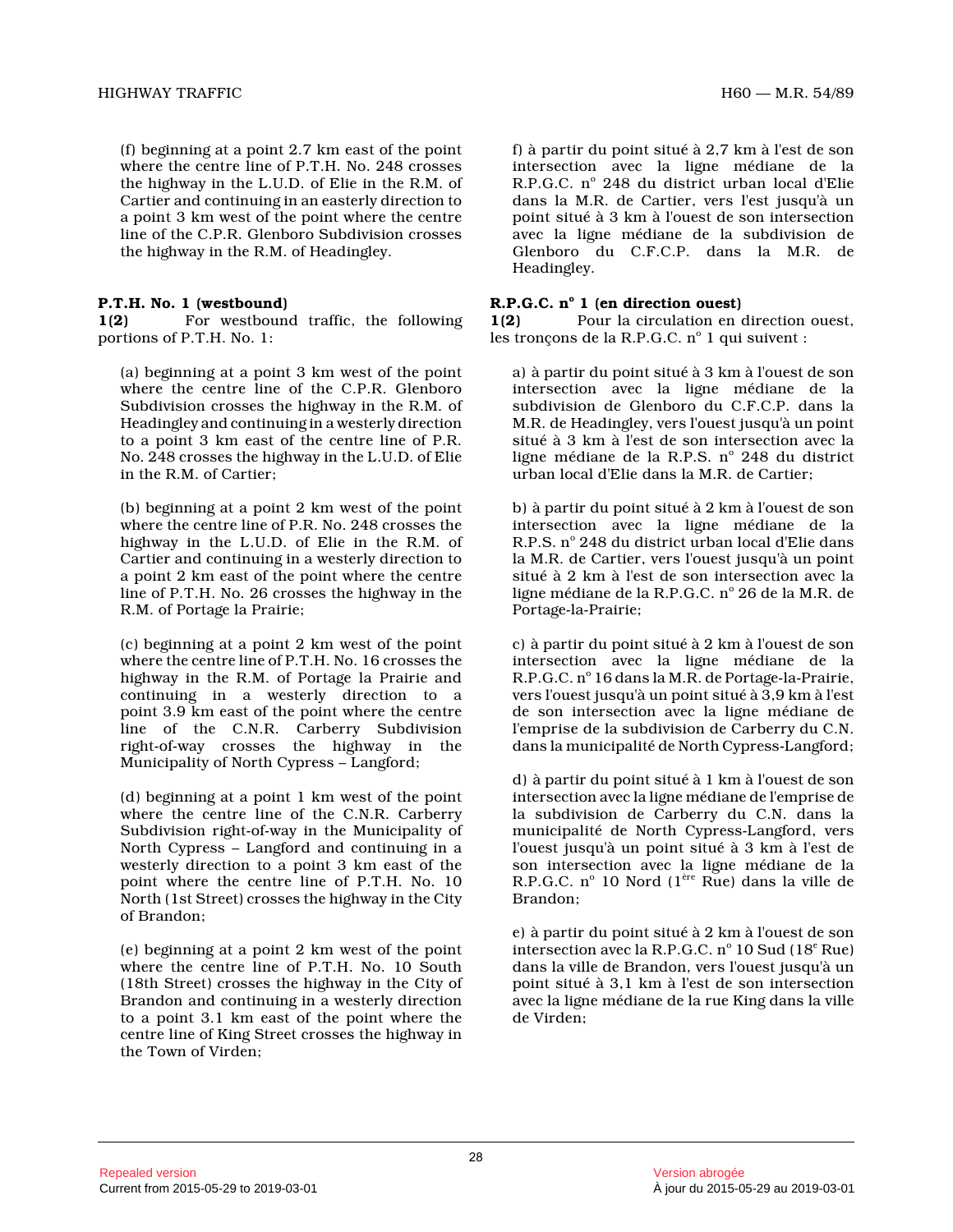(f) beginning at a point 2.7 km east of the point where the centre line of P.T.H. No. 248 crosses the highway in the L.U.D. of Elie in the R.M. of Cartier and continuing in an easterly direction to a point 3 km west of the point where the centre line of the C.P.R. Glenboro Subdivision crosses the highway in the R.M. of Headingley.

**P.T.H. No. 1 (westbound)**

**1(2)** For westbound traffic, the following portions of P.T.H. No. 1:

(a) beginning at a point 3 km west of the point where the centre line of the C.P.R. Glenboro Subdivision crosses the highway in the R.M. of Headingley and continuing in a westerly direction to a point 3 km east of the point where the centre line of P.R. No. 248 crosses the highway in the L.U.D. of Elie in the R.M. of Cartier;

(b) beginning at a point 2 km west of the point where the centre line of P.R. No. 248 crosses the highway in the L.U.D. of Elie in the R.M. of Cartier and continuing in a westerly direction to a point 2 km east of the point where the centre line of P.T.H. No. 26 crosses the highway in the R.M. of Portage la Prairie;

(c) beginning at a point 2 km west of the point where the centre line of P.T.H. No. 16 crosses the highway in the R.M. of Portage la Prairie and continuing in a westerly direction to a point 3.9 km east of the point where the centre line of the C.N.R. Carberry Subdivision right-of-way crosses the highway in the Municipality of North Cypress – Langford;

(d) beginning at a point 1 km west of the point where the centre line of the C.N.R. Carberry Subdivision right-of-way in the Municipality of North Cypress – Langford and continuing in a westerly direction to a point 3 km east of the point where the centre line of P.T.H. No. 10 North (1st Street) crosses the highway in the City of Brandon;

(e) beginning at a point 2 km west of the point where the centre line of P.T.H. No. 10 South (18th Street) crosses the highway in the City of Brandon and continuing in a westerly direction to a point 3.1 km east of the point where the centre line of King Street crosses the highway in the Town of Virden;

f) à partir du point situé à 2,7 km à l'est de son intersection avec la ligne médiane de la R.P.G.C. n° 248 du district urban local d'Elie dans la M.R. de Cartier, vers l'est jusqu'à un point situé à 3 km à l'ouest de son intersection avec la ligne médiane de la subdivision de Glenboro du C.F.C.P. dans la M.R. de Headingley.

**R.P.G.C. n° 1 (en direction ouest)**

**1(2)** Pour la circulation en direction ouest, les tronçons de la R.P.G.C. n° 1 qui suivent :

a) à partir du point situé à 3 km à l'ouest de son intersection avec la ligne médiane de la subdivision de Glenboro du C.F.C.P. dans la M.R. de Headingley, vers l'ouest jusqu'à un point situé à 3 km à l'est de son intersection avec la ligne médiane de la R.P.S. n° 248 du district urban local d'Elie dans la M.R. de Cartier;

b) à partir du point situé à 2 km à l'ouest de son intersection avec la ligne médiane de la R.P.S. n° 248 du district urban local d'Elie dans la M.R. de Cartier, vers l'ouest jusqu'à un point situé à 2 km à l'est de son intersection avec la ligne médiane de la R.P.G.C. n° 26 de la M.R. de Portage-la-Prairie;

c) à partir du point situé à 2 km à l'ouest de son intersection avec la ligne médiane de la R.P.G.C. n° 16 dans la M.R. de Portage-la-Prairie, vers l'ouest jusqu'à un point situé à 3,9 km à l'est de son intersection avec la ligne médiane de l'emprise de la subdivision de Carberry du C.N. dans la municipalité de North Cypress-Langford;

d) à partir du point situé à 1 km à l'ouest de son intersection avec la ligne médiane de l'emprise de la subdivision de Carberry du C.N. dans la municipalité de North Cypress-Langford, vers l'ouest jusqu'à un point situé à 3 km à l'est de son intersection avec la ligne médiane de la R.P.G.C. n° 10 Nord (1ère Rue) dans la ville de Brandon;

e) à partir du point situé à 2 km à l'ouest de son intersection avec la R.P.G.C. n° 10 Sud (18e Rue) dans la ville de Brandon, vers l'ouest jusqu'à un point situé à 3,1 km à l'est de son intersection avec la ligne médiane de la rue King dans la ville de Virden;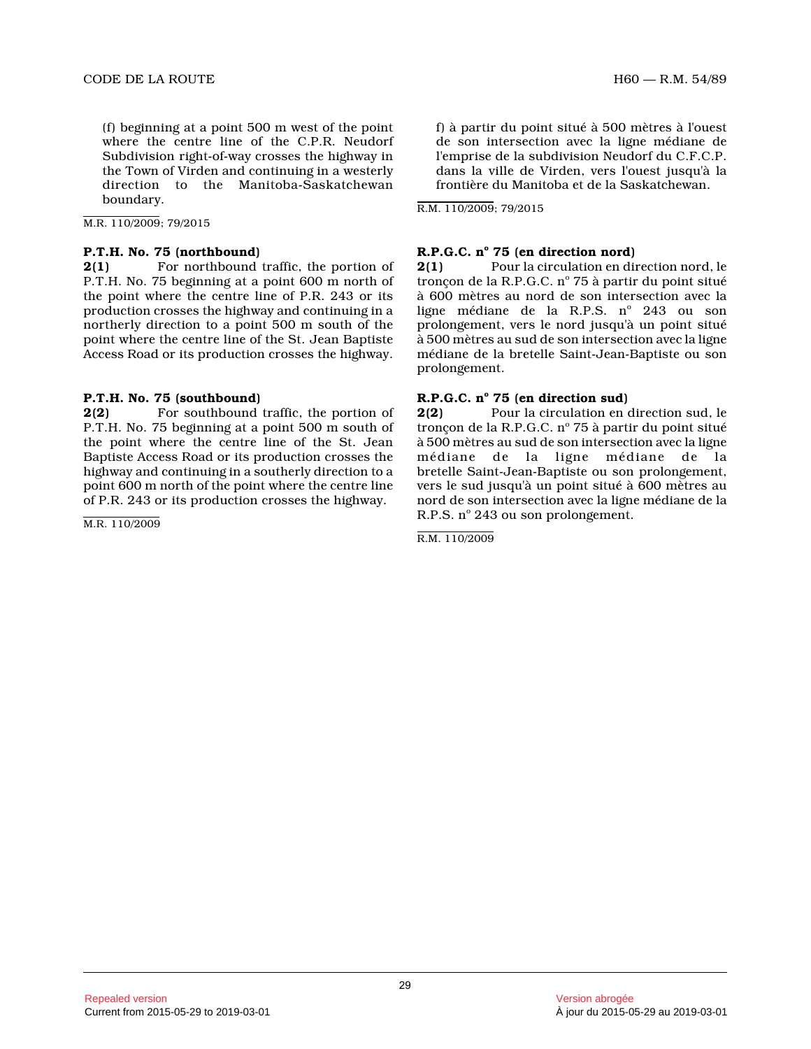(f) beginning at a point 500 m west of the point where the centre line of the C.P.R. Neudorf Subdivision right-of-way crosses the highway in the Town of Virden and continuing in a westerly direction to the Manitoba-Saskatchewan boundary.

M.R. 110/2009; 79/2015

f) à partir du point situé à 500 mètres à l'ouest de son intersection avec la ligne médiane de l'emprise de la subdivision Neudorf du C.F.C.P. dans la ville de Virden, vers l'ouest jusqu'à la frontière du Manitoba et de la Saskatchewan.

R.M. 110/2009; 79/2015

**P.T.H. No. 75 (northbound)**

**2(1)** For northbound traffic, the portion of P.T.H. No. 75 beginning at a point 600 m north of the point where the centre line of P.R. 243 or its production crosses the highway and continuing in a northerly direction to a point 500 m south of the point where the centre line of the St. Jean Baptiste Access Road or its production crosses the highway.

**R.P.G.C. n° 75 (en direction nord)**

**2(1)** Pour la circulation en direction nord, le tronçon de la R.P.G.C. n° 75 à partir du point situé à 600 mètres au nord de son intersection avec la ligne médiane de la R.P.S. n° 243 ou son prolongement, vers le nord jusqu'à un point situé à 500 mètres au sud de son intersection avec la ligne médiane de la bretelle Saint-Jean-Baptiste ou son prolongement.

**P.T.H. No. 75 (southbound)**

**2(2)** For southbound traffic, the portion of P.T.H. No. 75 beginning at a point 500 m south of the point where the centre line of the St. Jean Baptiste Access Road or its production crosses the highway and continuing in a southerly direction to a point 600 m north of the point where the centre line of P.R. 243 or its production crosses the highway.

M.R. 110/2009

**R.P.G.C. n° 75 (en direction sud)**

**2(2)** Pour la circulation en direction sud, le tronçon de la R.P.G.C. n° 75 à partir du point situé à 500 mètres au sud de son intersection avec la ligne médiane de la ligne médiane de la bretelle Saint-Jean-Baptiste ou son prolongement, vers le sud jusqu'à un point situé à 600 mètres au nord de son intersection avec la ligne médiane de la R.P.S. n° 243 ou son prolongement.

R.M. 110/2009